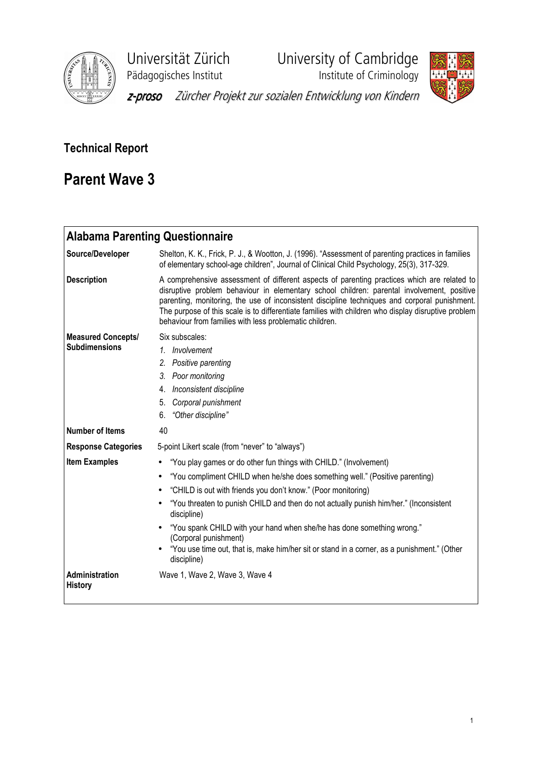Universität Zürich
Pädagogisches Institut

University of Cambridge
Institute of Criminology

*z-proso* *Zürcher Projekt zur sozialen Entwicklung von Kindern*

## Technical Report

# Parent Wave 3

## Alabama Parenting Questionnaire

| | |
|---|---|
| **Source/Developer** | Shelton, K. K., Frick, P. J., & Wootton, J. (1996). "Assessment of parenting practices in families of elementary school-age children", Journal of Clinical Child Psychology, 25(3), 317-329. |
| **Description** | A comprehensive assessment of different aspects of parenting practices which are related to disruptive problem behaviour in elementary school children: parental involvement, positive parenting, monitoring, the use of inconsistent discipline techniques and corporal punishment. The purpose of this scale is to differentiate families with children who display disruptive problem behaviour from families with less problematic children. |
| **Measured Concepts/ Subdimensions** | Six subscales:<br>1. *Involvement*<br>2. *Positive parenting*<br>3. *Poor monitoring*<br>4. *Inconsistent discipline*<br>5. *Corporal punishment*<br>6. *"Other discipline"* |
| **Number of Items** | 40 |
| **Response Categories** | 5-point Likert scale (from "never" to "always") |
| **Item Examples** | • "You play games or do other fun things with CHILD." (Involvement)<br>• "You compliment CHILD when he/she does something well." (Positive parenting)<br>• "CHILD is out with friends you don't know." (Poor monitoring)<br>• "You threaten to punish CHILD and then do not actually punish him/her." (Inconsistent discipline)<br>• "You spank CHILD with your hand when she/he has done something wrong." (Corporal punishment)<br>• "You use time out, that is, make him/her sit or stand in a corner, as a punishment." (Other discipline) |
| **Administration History** | Wave 1, Wave 2, Wave 3, Wave 4 |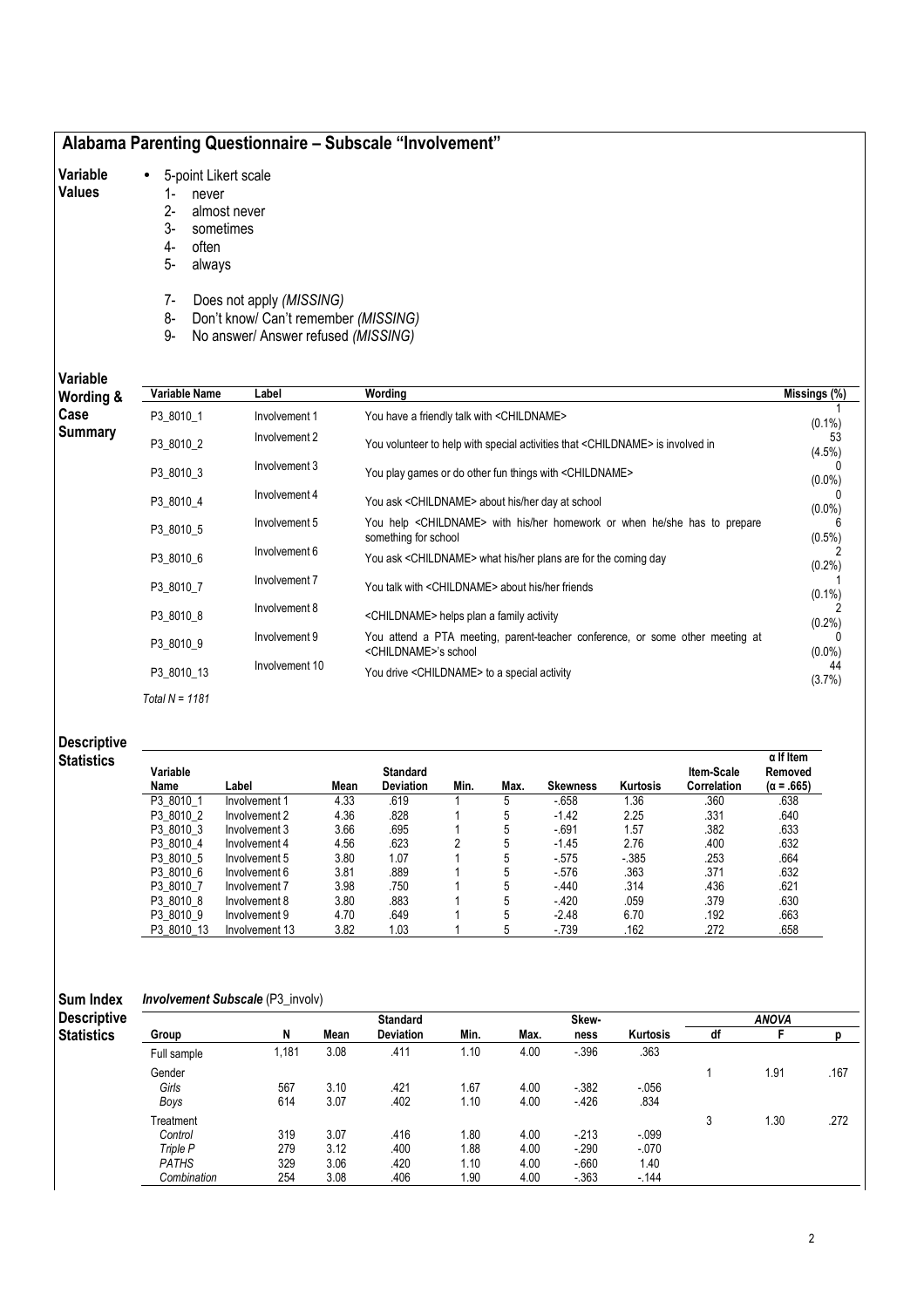## Alabama Parenting Questionnaire – Subscale "Involvement"

**Variable Values**

- 5-point Likert scale
  1- never
  2- almost never
  3- sometimes
  4- often
  5- always

  7- Does not apply *(MISSING)*
  8- Don't know/ Can't remember *(MISSING)*
  9- No answer/ Answer refused *(MISSING)*

**Variable Wording & Case Summary**

| Variable Name | Label | Wording | Missings (%) |
|---|---|---|---|
| P3_8010_1 | Involvement 1 | You have a friendly talk with <CHILDNAME> | 1 (0.1%) |
| P3_8010_2 | Involvement 2 | You volunteer to help with special activities that <CHILDNAME> is involved in | 53 (4.5%) |
| P3_8010_3 | Involvement 3 | You play games or do other fun things with <CHILDNAME> | 0 (0.0%) |
| P3_8010_4 | Involvement 4 | You ask <CHILDNAME> about his/her day at school | 0 (0.0%) |
| P3_8010_5 | Involvement 5 | You help <CHILDNAME> with his/her homework or when he/she has to prepare something for school | 6 (0.5%) |
| P3_8010_6 | Involvement 6 | You ask <CHILDNAME> what his/her plans are for the coming day | 2 (0.2%) |
| P3_8010_7 | Involvement 7 | You talk with <CHILDNAME> about his/her friends | 1 (0.1%) |
| P3_8010_8 | Involvement 8 | <CHILDNAME> helps plan a family activity | 2 (0.2%) |
| P3_8010_9 | Involvement 9 | You attend a PTA meeting, parent-teacher conference, or some other meeting at <CHILDNAME>'s school | 0 (0.0%) |
| P3_8010_13 | Involvement 10 | You drive <CHILDNAME> to a special activity | 44 (3.7%) |

*Total N = 1181*

**Descriptive Statistics**

| Variable Name | Label | Mean | Standard Deviation | Min. | Max. | Skewness | Kurtosis | Item-Scale Correlation | α If Item Removed (α = .665) |
|---|---|---|---|---|---|---|---|---|---|
| P3_8010_1 | Involvement 1 | 4.33 | .619 | 1 | 5 | -.658 | 1.36 | .360 | .638 |
| P3_8010_2 | Involvement 2 | 4.36 | .828 | 1 | 5 | -1.42 | 2.25 | .331 | .640 |
| P3_8010_3 | Involvement 3 | 3.66 | .695 | 1 | 5 | -.691 | 1.57 | .382 | .633 |
| P3_8010_4 | Involvement 4 | 4.56 | .623 | 2 | 5 | -1.45 | 2.76 | .400 | .632 |
| P3_8010_5 | Involvement 5 | 3.80 | 1.07 | 1 | 5 | -.575 | -.385 | .253 | .664 |
| P3_8010_6 | Involvement 6 | 3.81 | .889 | 1 | 5 | -.576 | .363 | .371 | .632 |
| P3_8010_7 | Involvement 7 | 3.98 | .750 | 1 | 5 | -.440 | .314 | .436 | .621 |
| P3_8010_8 | Involvement 8 | 3.80 | .883 | 1 | 5 | -.420 | .059 | .379 | .630 |
| P3_8010_9 | Involvement 9 | 4.70 | .649 | 1 | 5 | -2.48 | 6.70 | .192 | .663 |
| P3_8010_13 | Involvement 13 | 3.82 | 1.03 | 1 | 5 | -.739 | .162 | .272 | .658 |

**Sum Index Descriptive Statistics**

***Involvement Subscale*** (P3_involv)

| Group | N | Mean | Standard Deviation | Min. | Max. | Skewness | Kurtosis | ANOVA df | ANOVA F | ANOVA p |
|---|---|---|---|---|---|---|---|---|---|---|
| Full sample | 1,181 | 3.08 | .411 | 1.10 | 4.00 | -.396 | .363 | | | |
| Gender | | | | | | | | 1 | 1.91 | .167 |
| *Girls* | 567 | 3.10 | .421 | 1.67 | 4.00 | -.382 | -.056 | | | |
| *Boys* | 614 | 3.07 | .402 | 1.10 | 4.00 | -.426 | .834 | | | |
| Treatment | | | | | | | | 3 | 1.30 | .272 |
| *Control* | 319 | 3.07 | .416 | 1.80 | 4.00 | -.213 | -.099 | | | |
| *Triple P* | 279 | 3.12 | .400 | 1.88 | 4.00 | -.290 | -.070 | | | |
| *PATHS* | 329 | 3.06 | .420 | 1.10 | 4.00 | -.660 | 1.40 | | | |
| *Combination* | 254 | 3.08 | .406 | 1.90 | 4.00 | -.363 | -.144 | | | |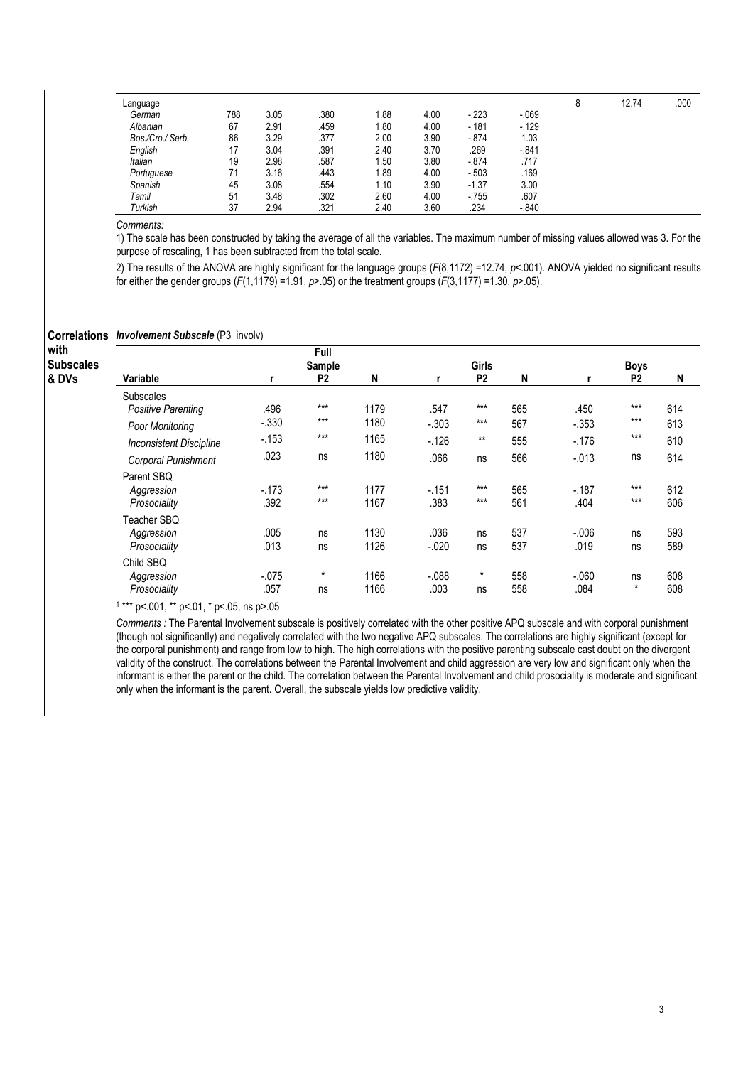| | | | | | | | | | | |
|---|---|---|---|---|---|---|---|---|---|---|
| Language | | | | | | | | 8 | 12.74 | .000 |
| *German* | 788 | 3.05 | .380 | 1.88 | 4.00 | -.223 | -.069 | | | |
| *Albanian* | 67 | 2.91 | .459 | 1.80 | 4.00 | -.181 | -.129 | | | |
| *Bos./Cro./ Serb.* | 86 | 3.29 | .377 | 2.00 | 3.90 | -.874 | 1.03 | | | |
| *English* | 17 | 3.04 | .391 | 2.40 | 3.70 | .269 | -.841 | | | |
| *Italian* | 19 | 2.98 | .587 | 1.50 | 3.80 | -.874 | .717 | | | |
| *Portuguese* | 71 | 3.16 | .443 | 1.89 | 4.00 | -.503 | .169 | | | |
| *Spanish* | 45 | 3.08 | .554 | 1.10 | 3.90 | -1.37 | 3.00 | | | |
| *Tamil* | 51 | 3.48 | .302 | 2.60 | 4.00 | -.755 | .607 | | | |
| *Turkish* | 37 | 2.94 | .321 | 2.40 | 3.60 | .234 | -.840 | | | |

*Comments:*

1) The scale has been constructed by taking the average of all the variables. The maximum number of missing values allowed was 3. For the purpose of rescaling, 1 has been subtracted from the total scale.

2) The results of the ANOVA are highly significant for the language groups ($F(8,1172)=12.74$, $p<.001$). ANOVA yielded no significant results for either the gender groups ($F(1,1179)=1.91$, $p>.05$) or the treatment groups ($F(3,1177)=1.30$, $p>.05$).

**Correlations with Subscales & DVs**

***Involvement Subscale*** (P3_involv)

| Variable | Full Sample r | P2 | N | Girls r | P2 | N | Boys r | P2 | N |
|---|---|---|---|---|---|---|---|---|---|
| Subscales | | | | | | | | | |
| *Positive Parenting* | .496 | *** | 1179 | .547 | *** | 565 | .450 | *** | 614 |
| *Poor Monitoring* | -.330 | *** | 1180 | -.303 | *** | 567 | -.353 | *** | 613 |
| *Inconsistent Discipline* | -.153 | *** | 1165 | -.126 | ** | 555 | -.176 | *** | 610 |
| *Corporal Punishment* | .023 | ns | 1180 | .066 | ns | 566 | -.013 | ns | 614 |
| Parent SBQ | | | | | | | | | |
| *Aggression* | -.173 | *** | 1177 | -.151 | *** | 565 | -.187 | *** | 612 |
| *Prosociality* | .392 | *** | 1167 | .383 | *** | 561 | .404 | *** | 606 |
| Teacher SBQ | | | | | | | | | |
| *Aggression* | .005 | ns | 1130 | .036 | ns | 537 | -.006 | ns | 593 |
| *Prosociality* | .013 | ns | 1126 | -.020 | ns | 537 | .019 | ns | 589 |
| Child SBQ | | | | | | | | | |
| *Aggression* | -.075 | * | 1166 | -.088 | * | 558 | -.060 | ns | 608 |
| *Prosociality* | .057 | ns | 1166 | .003 | ns | 558 | .084 | * | 608 |

[1] *** p<.001, ** p<.01, * p<.05, ns p>.05

*Comments :* The Parental Involvement subscale is positively correlated with the other positive APQ subscale and with corporal punishment (though not significantly) and negatively correlated with the two negative APQ subscales. The correlations are highly significant (except for the corporal punishment) and range from low to high. The high correlations with the positive parenting subscale cast doubt on the divergent validity of the construct. The correlations between the Parental Involvement and child aggression are very low and significant only when the informant is either the parent or the child. The correlation between the Parental Involvement and child prosociality is moderate and significant only when the informant is the parent. Overall, the subscale yields low predictive validity.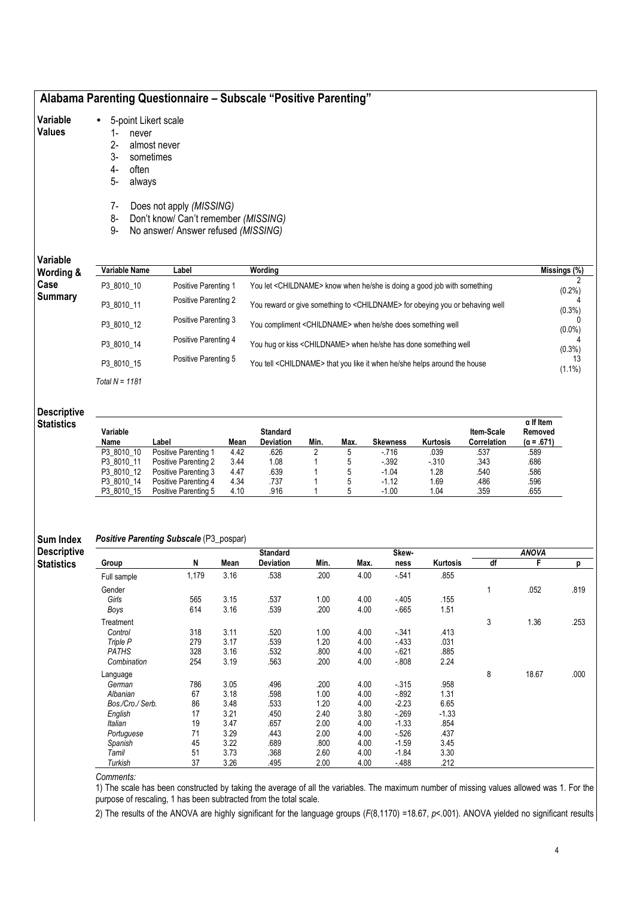## Alabama Parenting Questionnaire – Subscale "Positive Parenting"

**Variable Values**

- 5-point Likert scale
  1- never
  2- almost never
  3- sometimes
  4- often
  5- always

  7- Does not apply *(MISSING)*
  8- Don't know/ Can't remember *(MISSING)*
  9- No answer/ Answer refused *(MISSING)*

**Variable Wording & Case Summary**

| Variable Name | Label | Wording | Missings (%) |
|---|---|---|---|
| P3_8010_10 | Positive Parenting 1 | You let <CHILDNAME> know when he/she is doing a good job with something | 2 (0.2%) |
| P3_8010_11 | Positive Parenting 2 | You reward or give something to <CHILDNAME> for obeying you or behaving well | 4 (0.3%) |
| P3_8010_12 | Positive Parenting 3 | You compliment <CHILDNAME> when he/she does something well | 0 (0.0%) |
| P3_8010_14 | Positive Parenting 4 | You hug or kiss <CHILDNAME> when he/she has done something well | 4 (0.3%) |
| P3_8010_15 | Positive Parenting 5 | You tell <CHILDNAME> that you like it when he/she helps around the house | 13 (1.1%) |

*Total N = 1181*

**Descriptive Statistics**

| Variable Name | Label | Mean | Standard Deviation | Min. | Max. | Skewness | Kurtosis | Item-Scale Correlation | α If Item Removed (α = .671) |
|---|---|---|---|---|---|---|---|---|---|
| P3_8010_10 | Positive Parenting 1 | 4.42 | .626 | 2 | 5 | -.716 | .039 | .537 | .589 |
| P3_8010_11 | Positive Parenting 2 | 3.44 | 1.08 | 1 | 5 | -.392 | -.310 | .343 | .686 |
| P3_8010_12 | Positive Parenting 3 | 4.47 | .639 | 1 | 5 | -1.04 | 1.28 | .540 | .586 |
| P3_8010_14 | Positive Parenting 4 | 4.34 | .737 | 1 | 5 | -1.12 | 1.69 | .486 | .596 |
| P3_8010_15 | Positive Parenting 5 | 4.10 | .916 | 1 | 5 | -1.00 | 1.04 | .359 | .655 |

**Sum Index Descriptive Statistics**

***Positive Parenting Subscale*** (P3_pospar)

| Group | N | Mean | Standard Deviation | Min. | Max. | Skewness | Kurtosis | ANOVA df | ANOVA F | ANOVA p |
|---|---|---|---|---|---|---|---|---|---|---|
| Full sample | 1,179 | 3.16 | .538 | .200 | 4.00 | -.541 | .855 | | | |
| Gender | | | | | | | | 1 | .052 | .819 |
| *Girls* | 565 | 3.15 | .537 | 1.00 | 4.00 | -.405 | .155 | | | |
| *Boys* | 614 | 3.16 | .539 | .200 | 4.00 | -.665 | 1.51 | | | |
| Treatment | | | | | | | | 3 | 1.36 | .253 |
| *Control* | 318 | 3.11 | .520 | 1.00 | 4.00 | -.341 | .413 | | | |
| *Triple P* | 279 | 3.17 | .539 | 1.20 | 4.00 | -.433 | .031 | | | |
| *PATHS* | 328 | 3.16 | .532 | .800 | 4.00 | -.621 | .885 | | | |
| *Combination* | 254 | 3.19 | .563 | .200 | 4.00 | -.808 | 2.24 | | | |
| Language | | | | | | | | 8 | 18.67 | .000 |
| *German* | 786 | 3.05 | .496 | .200 | 4.00 | -.315 | .958 | | | |
| *Albanian* | 67 | 3.18 | .598 | 1.00 | 4.00 | -.892 | 1.31 | | | |
| *Bos./Cro./ Serb.* | 86 | 3.48 | .533 | 1.20 | 4.00 | -2.23 | 6.65 | | | |
| *English* | 17 | 3.21 | .450 | 2.40 | 3.80 | -.269 | -1.33 | | | |
| *Italian* | 19 | 3.47 | .657 | 2.00 | 4.00 | -1.33 | .854 | | | |
| *Portuguese* | 71 | 3.29 | .443 | 2.00 | 4.00 | -.526 | .437 | | | |
| *Spanish* | 45 | 3.22 | .689 | .800 | 4.00 | -1.59 | 3.45 | | | |
| *Tamil* | 51 | 3.73 | .368 | 2.60 | 4.00 | -1.84 | 3.30 | | | |
| *Turkish* | 37 | 3.26 | .495 | 2.00 | 4.00 | -.488 | .212 | | | |

*Comments:*

1) The scale has been constructed by taking the average of all the variables. The maximum number of missing values allowed was 1. For the purpose of rescaling, 1 has been subtracted from the total scale.

2) The results of the ANOVA are highly significant for the language groups ($F(8,1170) = 18.67$, $p < .001$). ANOVA yielded no significant results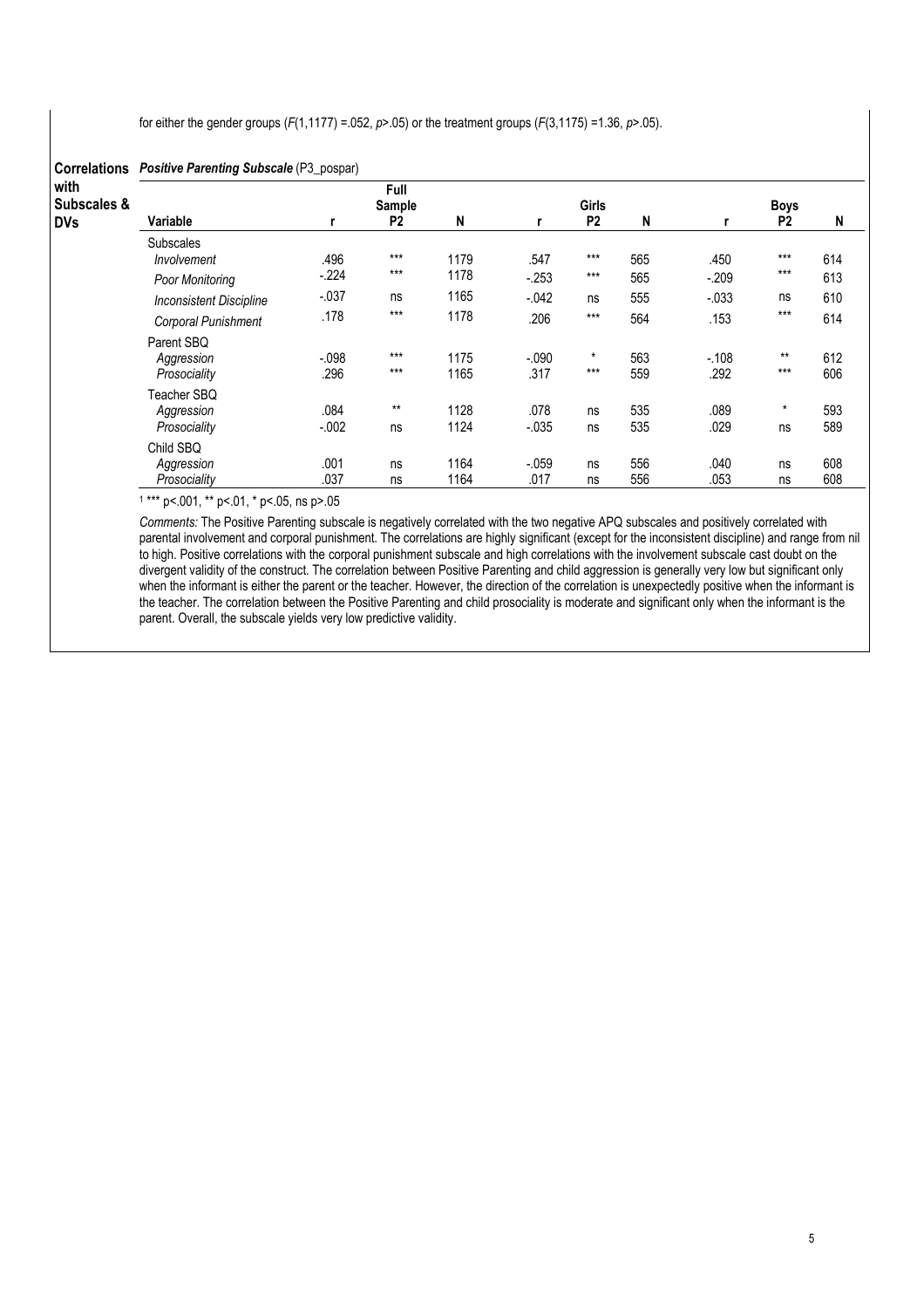for either the gender groups ($F(1,1177) = .052$, $p > .05$) or the treatment groups ($F(3,1175) = 1.36$, $p > .05$).

**Correlations with Subscales & DVs**

***Positive Parenting Subscale*** **(P3_pospar)**

| Variable | Full Sample r | P2 | N | Girls r | P2 | N | Boys r | P2 | N |
|---|---|---|---|---|---|---|---|---|---|
| Subscales | | | | | | | | | |
| *Involvement* | .496 | *** | 1179 | .547 | *** | 565 | .450 | *** | 614 |
| *Poor Monitoring* | -.224 | *** | 1178 | -.253 | *** | 565 | -.209 | *** | 613 |
| *Inconsistent Discipline* | -.037 | ns | 1165 | -.042 | ns | 555 | -.033 | ns | 610 |
| *Corporal Punishment* | .178 | *** | 1178 | .206 | *** | 564 | .153 | *** | 614 |
| Parent SBQ | | | | | | | | | |
| *Aggression* | -.098 | *** | 1175 | -.090 | * | 563 | -.108 | ** | 612 |
| *Prosociality* | .296 | *** | 1165 | .317 | *** | 559 | .292 | *** | 606 |
| Teacher SBQ | | | | | | | | | |
| *Aggression* | .084 | ** | 1128 | .078 | ns | 535 | .089 | * | 593 |
| *Prosociality* | -.002 | ns | 1124 | -.035 | ns | 535 | .029 | ns | 589 |
| Child SBQ | | | | | | | | | |
| *Aggression* | .001 | ns | 1164 | -.059 | ns | 556 | .040 | ns | 608 |
| *Prosociality* | .037 | ns | 1164 | .017 | ns | 556 | .053 | ns | 608 |

[1] *** p<.001, ** p<.01, * p<.05, ns p>.05

*Comments:* The Positive Parenting subscale is negatively correlated with the two negative APQ subscales and positively correlated with parental involvement and corporal punishment. The correlations are highly significant (except for the inconsistent discipline) and range from nil to high. Positive correlations with the corporal punishment subscale and high correlations with the involvement subscale cast doubt on the divergent validity of the construct. The correlation between Positive Parenting and child aggression is generally very low but significant only when the informant is either the parent or the teacher. However, the direction of the correlation is unexpectedly positive when the informant is the teacher. The correlation between the Positive Parenting and child prosociality is moderate and significant only when the informant is the parent. Overall, the subscale yields very low predictive validity.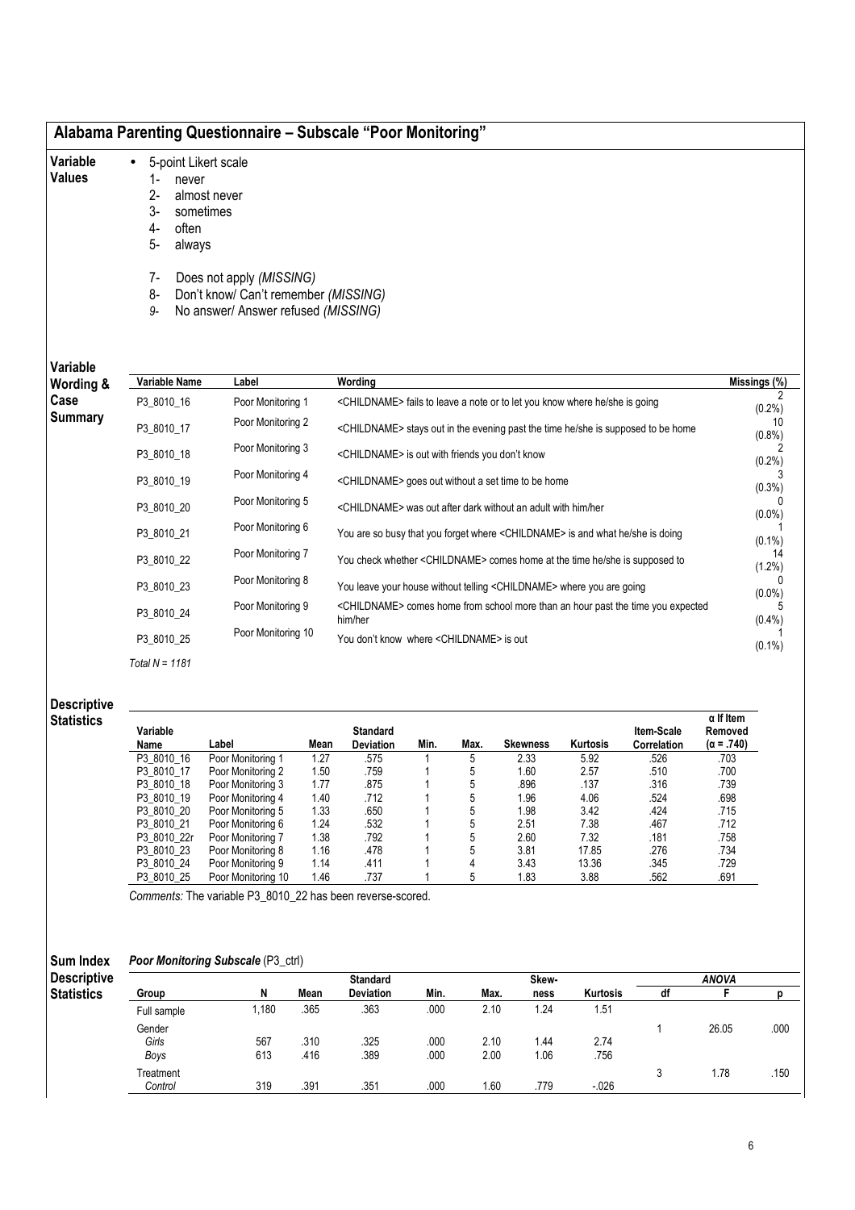## Alabama Parenting Questionnaire – Subscale "Poor Monitoring"

**Variable Values**

- 5-point Likert scale
  1- never
  2- almost never
  3- sometimes
  4- often
  5- always

  7- Does not apply *(MISSING)*
  8- Don't know/ Can't remember *(MISSING)*
  9- No answer/ Answer refused *(MISSING)*

**Variable Wording & Case Summary**

| Variable Name | Label | Wording | Missings (%) |
|---|---|---|---|
| P3_8010_16 | Poor Monitoring 1 | <CHILDNAME> fails to leave a note or to let you know where he/she is going | 2 (0.2%) |
| P3_8010_17 | Poor Monitoring 2 | <CHILDNAME> stays out in the evening past the time he/she is supposed to be home | 10 (0.8%) |
| P3_8010_18 | Poor Monitoring 3 | <CHILDNAME> is out with friends you don't know | 2 (0.2%) |
| P3_8010_19 | Poor Monitoring 4 | <CHILDNAME> goes out without a set time to be home | 3 (0.3%) |
| P3_8010_20 | Poor Monitoring 5 | <CHILDNAME> was out after dark without an adult with him/her | 0 (0.0%) |
| P3_8010_21 | Poor Monitoring 6 | You are so busy that you forget where <CHILDNAME> is and what he/she is doing | 1 (0.1%) |
| P3_8010_22 | Poor Monitoring 7 | You check whether <CHILDNAME> comes home at the time he/she is supposed to | 14 (1.2%) |
| P3_8010_23 | Poor Monitoring 8 | You leave your house without telling <CHILDNAME> where you are going | 0 (0.0%) |
| P3_8010_24 | Poor Monitoring 9 | <CHILDNAME> comes home from school more than an hour past the time you expected him/her | 5 (0.4%) |
| P3_8010_25 | Poor Monitoring 10 | You don't know where <CHILDNAME> is out | 1 (0.1%) |

*Total N = 1181*

**Descriptive Statistics**

| Variable Name | Label | Mean | Standard Deviation | Min. | Max. | Skewness | Kurtosis | Item-Scale Correlation | α If Item Removed (α = .740) |
|---|---|---|---|---|---|---|---|---|---|
| P3_8010_16 | Poor Monitoring 1 | 1.27 | .575 | 1 | 5 | 2.33 | 5.92 | .526 | .703 |
| P3_8010_17 | Poor Monitoring 2 | 1.50 | .759 | 1 | 5 | 1.60 | 2.57 | .510 | .700 |
| P3_8010_18 | Poor Monitoring 3 | 1.77 | .875 | 1 | 5 | .896 | .137 | .316 | .739 |
| P3_8010_19 | Poor Monitoring 4 | 1.40 | .712 | 1 | 5 | 1.96 | 4.06 | .524 | .698 |
| P3_8010_20 | Poor Monitoring 5 | 1.33 | .650 | 1 | 5 | 1.98 | 3.42 | .424 | .715 |
| P3_8010_21 | Poor Monitoring 6 | 1.24 | .532 | 1 | 5 | 2.51 | 7.38 | .467 | .712 |
| P3_8010_22r | Poor Monitoring 7 | 1.38 | .792 | 1 | 5 | 2.60 | 7.32 | .181 | .758 |
| P3_8010_23 | Poor Monitoring 8 | 1.16 | .478 | 1 | 5 | 3.81 | 17.85 | .276 | .734 |
| P3_8010_24 | Poor Monitoring 9 | 1.14 | .411 | 1 | 4 | 3.43 | 13.36 | .345 | .729 |
| P3_8010_25 | Poor Monitoring 10 | 1.46 | .737 | 1 | 5 | 1.83 | 3.88 | .562 | .691 |

*Comments:* The variable P3_8010_22 has been reverse-scored.

**Sum Index Descriptive Statistics**

***Poor Monitoring Subscale*** (P3_ctrl)

| Group | N | Mean | Standard Deviation | Min. | Max. | Skew-ness | Kurtosis | ANOVA df | ANOVA F | ANOVA p |
|---|---|---|---|---|---|---|---|---|---|---|
| Full sample | 1,180 | .365 | .363 | .000 | 2.10 | 1.24 | 1.51 | | | |
| Gender | | | | | | | | 1 | 26.05 | .000 |
| *Girls* | 567 | .310 | .325 | .000 | 2.10 | 1.44 | 2.74 | | | |
| *Boys* | 613 | .416 | .389 | .000 | 2.00 | 1.06 | .756 | | | |
| Treatment | | | | | | | | 3 | 1.78 | .150 |
| *Control* | 319 | .391 | .351 | .000 | 1.60 | .779 | -.026 | | | |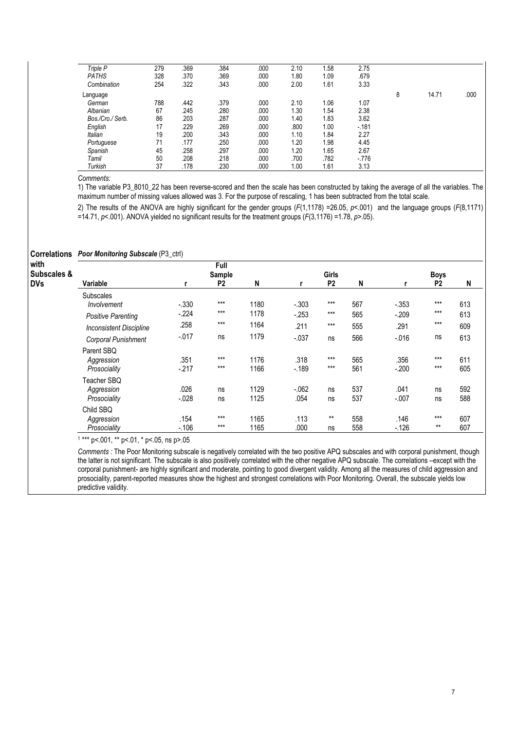| | | | | | | | | | | |
|---|---|---|---|---|---|---|---|---|---|---|
| *Triple P* | 279 | .369 | .384 | .000 | 2.10 | 1.58 | 2.75 | | | |
| *PATHS* | 328 | .370 | .369 | .000 | 1.80 | 1.09 | .679 | | | |
| *Combination* | 254 | .322 | .343 | .000 | 2.00 | 1.61 | 3.33 | | | |
| Language | | | | | | | | 8 | 14.71 | .000 |
| *German* | 788 | .442 | .379 | .000 | 2.10 | 1.06 | 1.07 | | | |
| *Albanian* | 67 | .245 | .280 | .000 | 1.30 | 1.54 | 2.38 | | | |
| *Bos./Cro./ Serb.* | 86 | .203 | .287 | .000 | 1.40 | 1.83 | 3.62 | | | |
| *English* | 17 | .229 | .269 | .000 | .800 | 1.00 | -.181 | | | |
| *Italian* | 19 | .200 | .343 | .000 | 1.10 | 1.84 | 2.27 | | | |
| *Portuguese* | 71 | .177 | .250 | .000 | 1.20 | 1.98 | 4.45 | | | |
| *Spanish* | 45 | .258 | .297 | .000 | 1.20 | 1.65 | 2.67 | | | |
| *Tamil* | 50 | .208 | .218 | .000 | .700 | .782 | -.776 | | | |
| *Turkish* | 37 | .178 | .230 | .000 | 1.00 | 1.61 | 3.13 | | | |

*Comments:*

1) The variable P3_8010_22 has been reverse-scored and then the scale has been constructed by taking the average of all the variables. The maximum number of missing values allowed was 3. For the purpose of rescaling, 1 has been subtracted from the total scale.

2) The results of the ANOVA are highly significant for the gender groups ($F(1,1178) = 26.05$, $p<.001$) and the language groups ($F(8,1171) = 14.71$, $p<.001$). ANOVA yielded no significant results for the treatment groups ($F(3,1176) = 1.78$, $p>.05$).

**Correlations with Subscales & DVs**

***Poor Monitoring Subscale*** (P3_ctrl)

| Variable | Full Sample r | P2 | N | Girls r | P2 | N | Boys r | P2 | N |
|---|---|---|---|---|---|---|---|---|---|
| Subscales | | | | | | | | | |
| *Involvement* | -.330 | *** | 1180 | -.303 | *** | 567 | -.353 | *** | 613 |
| *Positive Parenting* | -.224 | *** | 1178 | -.253 | *** | 565 | -.209 | *** | 613 |
| *Inconsistent Discipline* | .258 | *** | 1164 | .211 | *** | 555 | .291 | *** | 609 |
| *Corporal Punishment* | -.017 | ns | 1179 | -.037 | ns | 566 | -.016 | ns | 613 |
| Parent SBQ | | | | | | | | | |
| *Aggression* | .351 | *** | 1176 | .318 | *** | 565 | .356 | *** | 611 |
| *Prosociality* | -.217 | *** | 1166 | -.189 | *** | 561 | -.200 | *** | 605 |
| Teacher SBQ | | | | | | | | | |
| *Aggression* | .026 | ns | 1129 | -.062 | ns | 537 | .041 | ns | 592 |
| *Prosociality* | -.028 | ns | 1125 | .054 | ns | 537 | -.007 | ns | 588 |
| Child SBQ | | | | | | | | | |
| *Aggression* | .154 | *** | 1165 | .113 | ** | 558 | .146 | *** | 607 |
| *Prosociality* | -.106 | *** | 1165 | .000 | ns | 558 | -.126 | ** | 607 |

[1] *** p<.001, ** p<.01, * p<.05, ns p>.05

*Comments :* The Poor Monitoring subscale is negatively correlated with the two positive APQ subscales and with corporal punishment, though the latter is not significant. The subscale is also positively correlated with the other negative APQ subscale. The correlations –except with the corporal punishment- are highly significant and moderate, pointing to good divergent validity. Among all the measures of child aggression and prosociality, parent-reported measures show the highest and strongest correlations with Poor Monitoring. Overall, the subscale yields low predictive validity.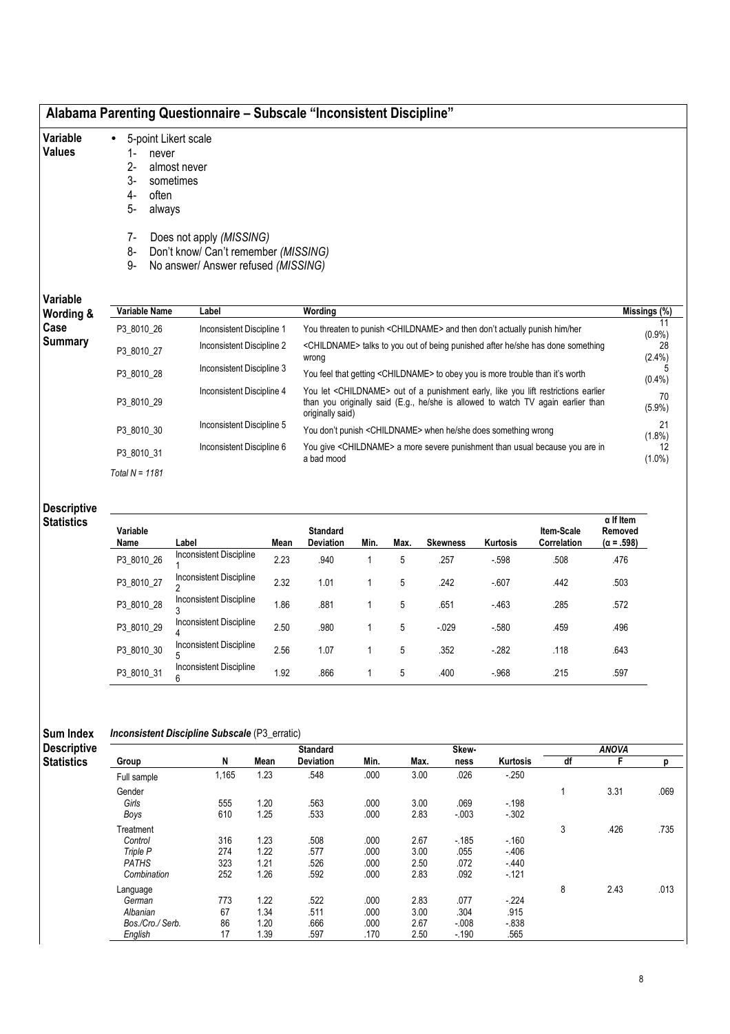## Alabama Parenting Questionnaire – Subscale "Inconsistent Discipline"

**Variable Values**

- 5-point Likert scale
  1- never
  2- almost never
  3- sometimes
  4- often
  5- always

  7- Does not apply *(MISSING)*
  8- Don't know/ Can't remember *(MISSING)*
  9- No answer/ Answer refused *(MISSING)*

**Variable Wording & Case Summary**

| Variable Name | Label | Wording | Missings (%) |
|---|---|---|---|
| P3_8010_26 | Inconsistent Discipline 1 | You threaten to punish <CHILDNAME> and then don't actually punish him/her | 11 (0.9%) |
| P3_8010_27 | Inconsistent Discipline 2 | <CHILDNAME> talks to you out of being punished after he/she has done something wrong | 28 (2.4%) |
| P3_8010_28 | Inconsistent Discipline 3 | You feel that getting <CHILDNAME> to obey you is more trouble than it's worth | 5 (0.4%) |
| P3_8010_29 | Inconsistent Discipline 4 | You let <CHILDNAME> out of a punishment early, like you lift restrictions earlier than you originally said (E.g., he/she is allowed to watch TV again earlier than originally said) | 70 (5.9%) |
| P3_8010_30 | Inconsistent Discipline 5 | You don't punish <CHILDNAME> when he/she does something wrong | 21 (1.8%) |
| P3_8010_31 | Inconsistent Discipline 6 | You give <CHILDNAME> a more severe punishment than usual because you are in a bad mood | 12 (1.0%) |

*Total N = 1181*

**Descriptive Statistics**

| Variable Name | Label | Mean | Standard Deviation | Min. | Max. | Skewness | Kurtosis | Item-Scale Correlation | α If Item Removed (α = .598) |
|---|---|---|---|---|---|---|---|---|---|
| P3_8010_26 | Inconsistent Discipline 1 | 2.23 | .940 | 1 | 5 | .257 | -.598 | .508 | .476 |
| P3_8010_27 | Inconsistent Discipline 2 | 2.32 | 1.01 | 1 | 5 | .242 | -.607 | .442 | .503 |
| P3_8010_28 | Inconsistent Discipline 3 | 1.86 | .881 | 1 | 5 | .651 | -.463 | .285 | .572 |
| P3_8010_29 | Inconsistent Discipline 4 | 2.50 | .980 | 1 | 5 | -.029 | -.580 | .459 | .496 |
| P3_8010_30 | Inconsistent Discipline 5 | 2.56 | 1.07 | 1 | 5 | .352 | -.282 | .118 | .643 |
| P3_8010_31 | Inconsistent Discipline 6 | 1.92 | .866 | 1 | 5 | .400 | -.968 | .215 | .597 |

**Sum Index Descriptive Statistics**

***Inconsistent Discipline Subscale*** (P3_erratic)

| Group | N | Mean | Standard Deviation | Min. | Max. | Skewness | Kurtosis | *ANOVA* df | F | p |
|---|---|---|---|---|---|---|---|---|---|---|
| Full sample | 1,165 | 1.23 | .548 | .000 | 3.00 | .026 | -.250 | | | |
| Gender | | | | | | | | 1 | 3.31 | .069 |
| *Girls* | 555 | 1.20 | .563 | .000 | 3.00 | .069 | -.198 | | | |
| *Boys* | 610 | 1.25 | .533 | .000 | 2.83 | -.003 | -.302 | | | |
| Treatment | | | | | | | | 3 | .426 | .735 |
| *Control* | 316 | 1.23 | .508 | .000 | 2.67 | -.185 | -.160 | | | |
| *Triple P* | 274 | 1.22 | .577 | .000 | 3.00 | .055 | -.406 | | | |
| *PATHS* | 323 | 1.21 | .526 | .000 | 2.50 | .072 | -.440 | | | |
| *Combination* | 252 | 1.26 | .592 | .000 | 2.83 | .092 | -.121 | | | |
| Language | | | | | | | | 8 | 2.43 | .013 |
| *German* | 773 | 1.22 | .522 | .000 | 2.83 | .077 | -.224 | | | |
| *Albanian* | 67 | 1.34 | .511 | .000 | 3.00 | .304 | .915 | | | |
| *Bos./Cro./ Serb.* | 86 | 1.20 | .666 | .000 | 2.67 | -.008 | -.838 | | | |
| *English* | 17 | 1.39 | .597 | .170 | 2.50 | -.190 | .565 | | | |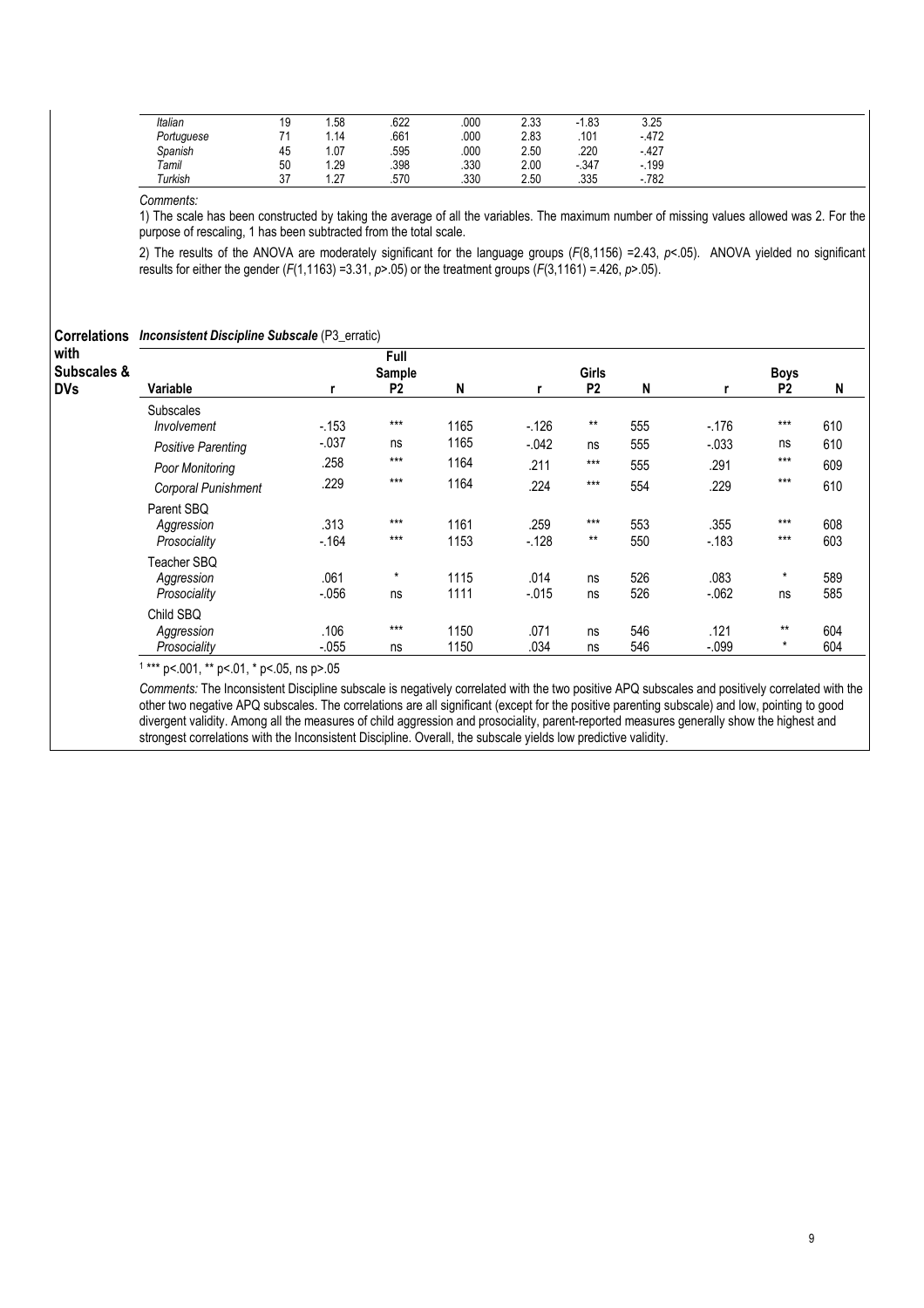| | | | | | | | |
|---|---|---|---|---|---|---|---|
| *Italian* | 19 | 1.58 | .622 | .000 | 2.33 | -1.83 | 3.25 |
| *Portuguese* | 71 | 1.14 | .661 | .000 | 2.83 | .101 | -.472 |
| *Spanish* | 45 | 1.07 | .595 | .000 | 2.50 | .220 | -.427 |
| *Tamil* | 50 | 1.29 | .398 | .330 | 2.00 | -.347 | -.199 |
| *Turkish* | 37 | 1.27 | .570 | .330 | 2.50 | .335 | -.782 |

*Comments:*

1) The scale has been constructed by taking the average of all the variables. The maximum number of missing values allowed was 2. For the purpose of rescaling, 1 has been subtracted from the total scale.

2) The results of the ANOVA are moderately significant for the language groups ($F(8,1156) = 2.43$, $p < .05$). ANOVA yielded no significant results for either the gender ($F(1,1163) = 3.31$, $p > .05$) or the treatment groups ($F(3,1161) = .426$, $p > .05$).

**Correlations with Subscales & DVs**

***Inconsistent Discipline Subscale*** (P3_erratic)

| Variable | Full Sample r | P2 | N | Girls r | P2 | N | Boys r | P2 | N |
|---|---|---|---|---|---|---|---|---|---|
| Subscales | | | | | | | | | |
| *Involvement* | -.153 | *** | 1165 | -.126 | ** | 555 | -.176 | *** | 610 |
| *Positive Parenting* | -.037 | ns | 1165 | -.042 | ns | 555 | -.033 | ns | 610 |
| *Poor Monitoring* | .258 | *** | 1164 | .211 | *** | 555 | .291 | *** | 609 |
| *Corporal Punishment* | .229 | *** | 1164 | .224 | *** | 554 | .229 | *** | 610 |
| Parent SBQ | | | | | | | | | |
| *Aggression* | .313 | *** | 1161 | .259 | *** | 553 | .355 | *** | 608 |
| *Prosociality* | -.164 | *** | 1153 | -.128 | ** | 550 | -.183 | *** | 603 |
| Teacher SBQ | | | | | | | | | |
| *Aggression* | .061 | * | 1115 | .014 | ns | 526 | .083 | * | 589 |
| *Prosociality* | -.056 | ns | 1111 | -.015 | ns | 526 | -.062 | ns | 585 |
| Child SBQ | | | | | | | | | |
| *Aggression* | .106 | *** | 1150 | .071 | ns | 546 | .121 | ** | 604 |
| *Prosociality* | -.055 | ns | 1150 | .034 | ns | 546 | -.099 | * | 604 |

[1] *** p<.001, ** p<.01, * p<.05, ns p>.05

*Comments:* The Inconsistent Discipline subscale is negatively correlated with the two positive APQ subscales and positively correlated with the other two negative APQ subscales. The correlations are all significant (except for the positive parenting subscale) and low, pointing to good divergent validity. Among all the measures of child aggression and prosociality, parent-reported measures generally show the highest and strongest correlations with the Inconsistent Discipline. Overall, the subscale yields low predictive validity.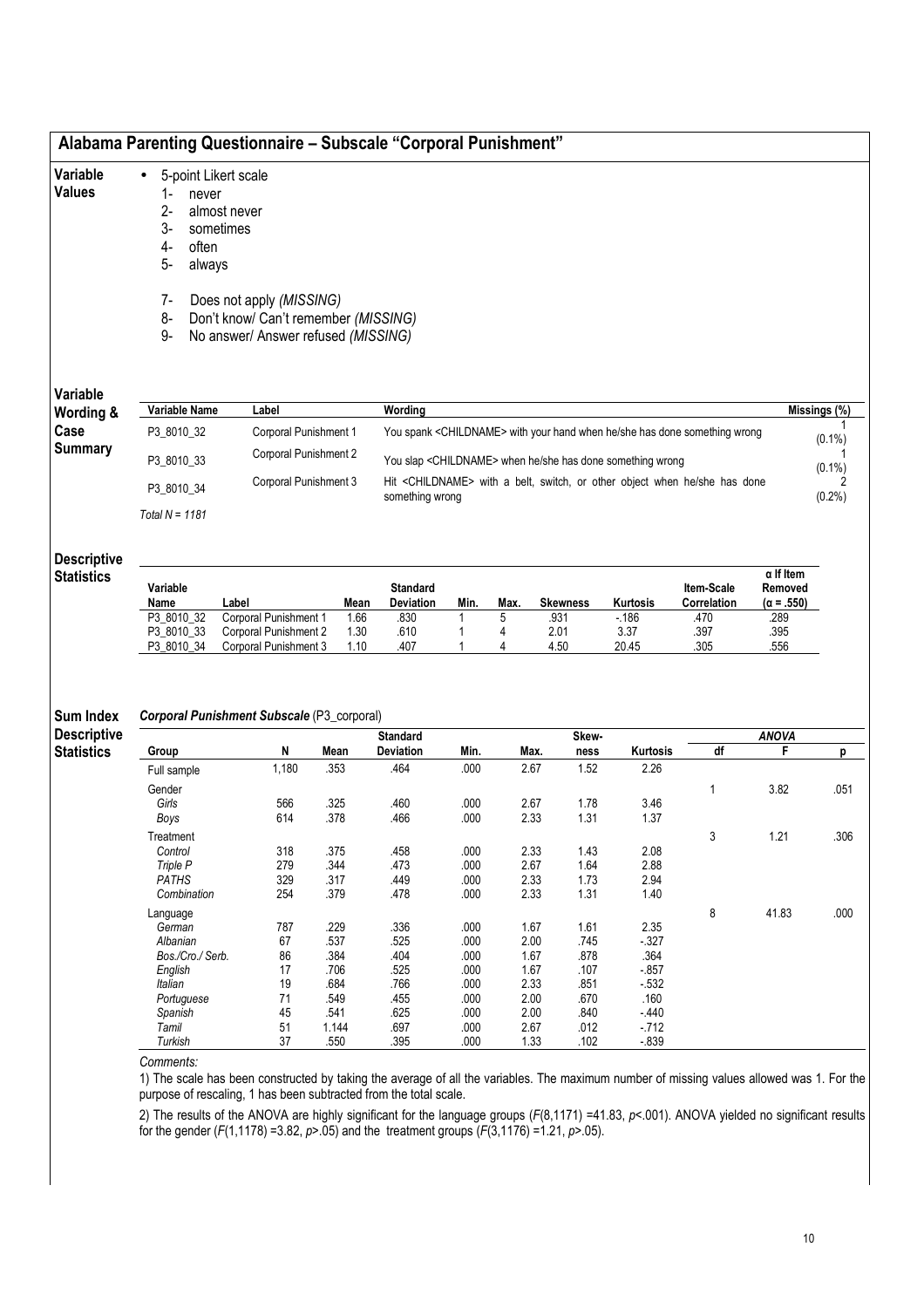## Alabama Parenting Questionnaire – Subscale "Corporal Punishment"

**Variable Values**

- 5-point Likert scale
  1- never
  2- almost never
  3- sometimes
  4- often
  5- always

  7- Does not apply *(MISSING)*
  8- Don't know/ Can't remember *(MISSING)*
  9- No answer/ Answer refused *(MISSING)*

**Variable Wording & Case Summary**

| Variable Name | Label | Wording | Missings (%) |
|---|---|---|---|
| P3_8010_32 | Corporal Punishment 1 | You spank <CHILDNAME> with your hand when he/she has done something wrong | 1 (0.1%) |
| P3_8010_33 | Corporal Punishment 2 | You slap <CHILDNAME> when he/she has done something wrong | 1 (0.1%) |
| P3_8010_34 | Corporal Punishment 3 | Hit <CHILDNAME> with a belt, switch, or other object when he/she has done something wrong | 2 (0.2%) |

*Total N = 1181*

**Descriptive Statistics**

| Variable Name | Label | Mean | Standard Deviation | Min. | Max. | Skewness | Kurtosis | Item-Scale Correlation | α If Item Removed (α = .550) |
|---|---|---|---|---|---|---|---|---|---|
| P3_8010_32 | Corporal Punishment 1 | 1.66 | .830 | 1 | 5 | .931 | -.186 | .470 | .289 |
| P3_8010_33 | Corporal Punishment 2 | 1.30 | .610 | 1 | 4 | 2.01 | 3.37 | .397 | .395 |
| P3_8010_34 | Corporal Punishment 3 | 1.10 | .407 | 1 | 4 | 4.50 | 20.45 | .305 | .556 |

**Sum Index Descriptive Statistics**

***Corporal Punishment Subscale*** (P3_corporal)

| Group | N | Mean | Standard Deviation | Min. | Max. | Skew-ness | Kurtosis | ANOVA df | F | p |
|---|---|---|---|---|---|---|---|---|---|---|
| Full sample | 1,180 | .353 | .464 | .000 | 2.67 | 1.52 | 2.26 | | | |
| Gender | | | | | | | | 1 | 3.82 | .051 |
| *Girls* | 566 | .325 | .460 | .000 | 2.67 | 1.78 | 3.46 | | | |
| *Boys* | 614 | .378 | .466 | .000 | 2.33 | 1.31 | 1.37 | | | |
| Treatment | | | | | | | | 3 | 1.21 | .306 |
| *Control* | 318 | .375 | .458 | .000 | 2.33 | 1.43 | 2.08 | | | |
| *Triple P* | 279 | .344 | .473 | .000 | 2.67 | 1.64 | 2.88 | | | |
| *PATHS* | 329 | .317 | .449 | .000 | 2.33 | 1.73 | 2.94 | | | |
| *Combination* | 254 | .379 | .478 | .000 | 2.33 | 1.31 | 1.40 | | | |
| Language | | | | | | | | 8 | 41.83 | .000 |
| *German* | 787 | .229 | .336 | .000 | 1.67 | 1.61 | 2.35 | | | |
| *Albanian* | 67 | .537 | .525 | .000 | 2.00 | .745 | -.327 | | | |
| *Bos./Cro./ Serb.* | 86 | .384 | .404 | .000 | 1.67 | .878 | .364 | | | |
| *English* | 17 | .706 | .525 | .000 | 1.67 | .107 | -.857 | | | |
| *Italian* | 19 | .684 | .766 | .000 | 2.33 | .851 | -.532 | | | |
| *Portuguese* | 71 | .549 | .455 | .000 | 2.00 | .670 | .160 | | | |
| *Spanish* | 45 | .541 | .625 | .000 | 2.00 | .840 | -.440 | | | |
| *Tamil* | 51 | 1.144 | .697 | .000 | 2.67 | .012 | -.712 | | | |
| *Turkish* | 37 | .550 | .395 | .000 | 1.33 | .102 | -.839 | | | |

*Comments:*

1) The scale has been constructed by taking the average of all the variables. The maximum number of missing values allowed was 1. For the purpose of rescaling, 1 has been subtracted from the total scale.

2) The results of the ANOVA are highly significant for the language groups ($F(8,1171) = 41.83$, $p < .001$). ANOVA yielded no significant results for the gender ($F(1,1178) = 3.82$, $p > .05$) and the treatment groups ($F(3,1176) = 1.21$, $p > .05$).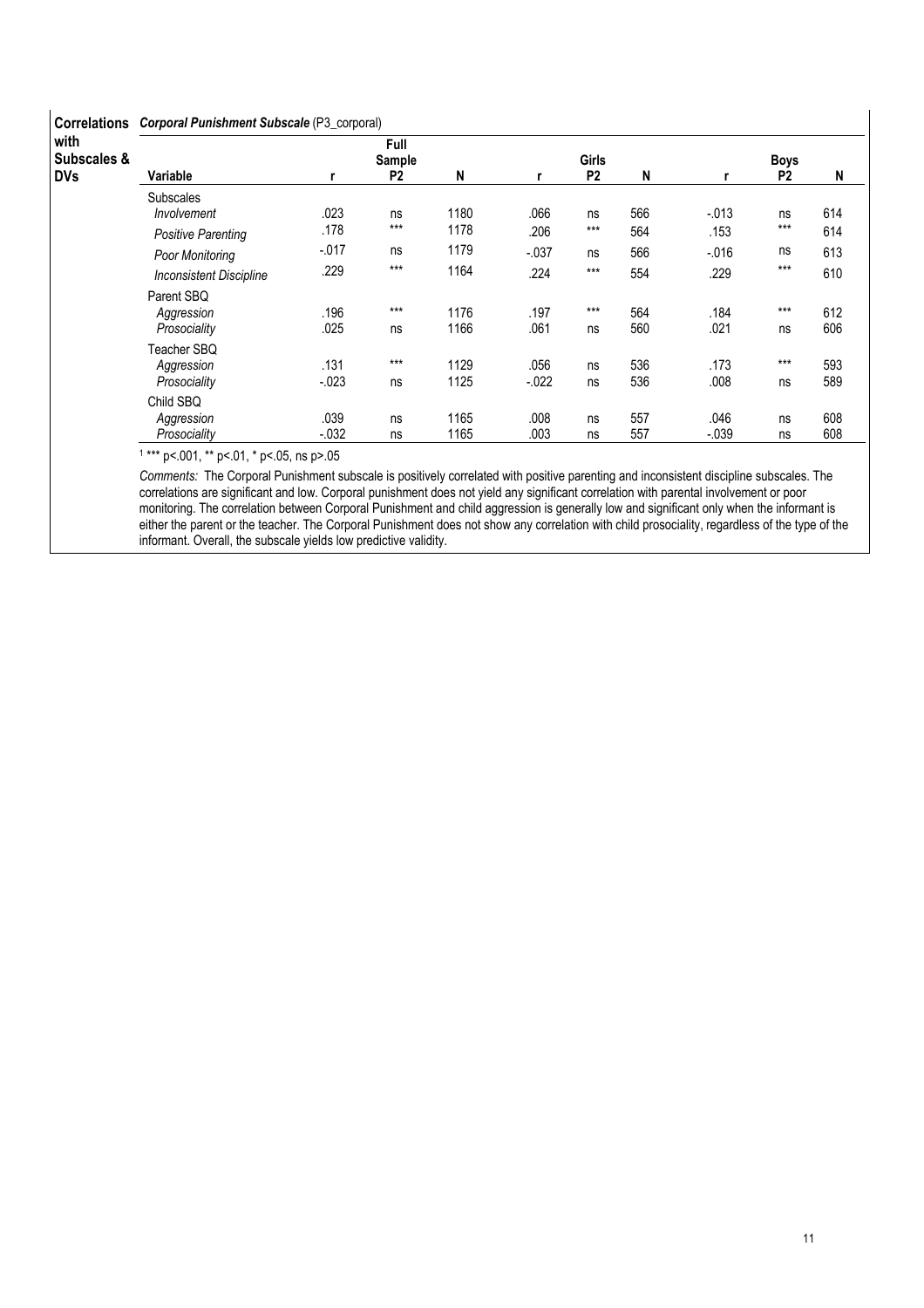**Correlations with Subscales & DVs**

***Corporal Punishment Subscale*** (P3_corporal)

| Variable | Full Sample r | P2 | N | Girls r | P2 | N | Boys r | P2 | N |
|---|---|---|---|---|---|---|---|---|---|
| Subscales | | | | | | | | | |
| *Involvement* | .023 | ns | 1180 | .066 | ns | 566 | -.013 | ns | 614 |
| *Positive Parenting* | .178 | *** | 1178 | .206 | *** | 564 | .153 | *** | 614 |
| *Poor Monitoring* | -.017 | ns | 1179 | -.037 | ns | 566 | -.016 | ns | 613 |
| *Inconsistent Discipline* | .229 | *** | 1164 | .224 | *** | 554 | .229 | *** | 610 |
| Parent SBQ | | | | | | | | | |
| *Aggression* | .196 | *** | 1176 | .197 | *** | 564 | .184 | *** | 612 |
| *Prosociality* | .025 | ns | 1166 | .061 | ns | 560 | .021 | ns | 606 |
| Teacher SBQ | | | | | | | | | |
| *Aggression* | .131 | *** | 1129 | .056 | ns | 536 | .173 | *** | 593 |
| *Prosociality* | -.023 | ns | 1125 | -.022 | ns | 536 | .008 | ns | 589 |
| Child SBQ | | | | | | | | | |
| *Aggression* | .039 | ns | 1165 | .008 | ns | 557 | .046 | ns | 608 |
| *Prosociality* | -.032 | ns | 1165 | .003 | ns | 557 | -.039 | ns | 608 |

[1] *** p<.001, ** p<.01, * p<.05, ns p>.05

*Comments:* The Corporal Punishment subscale is positively correlated with positive parenting and inconsistent discipline subscales. The correlations are significant and low. Corporal punishment does not yield any significant correlation with parental involvement or poor monitoring. The correlation between Corporal Punishment and child aggression is generally low and significant only when the informant is either the parent or the teacher. The Corporal Punishment does not show any correlation with child prosociality, regardless of the type of the informant. Overall, the subscale yields low predictive validity.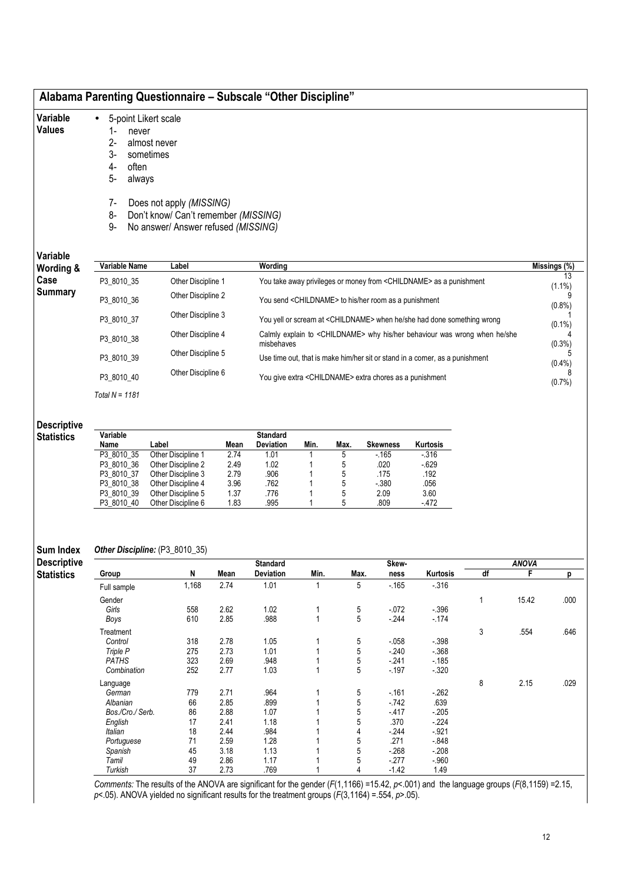## Alabama Parenting Questionnaire – Subscale "Other Discipline"

**Variable Values**

- 5-point Likert scale
  1- never
  2- almost never
  3- sometimes
  4- often
  5- always

  7- Does not apply *(MISSING)*
  8- Don't know/ Can't remember *(MISSING)*
  9- No answer/ Answer refused *(MISSING)*

**Variable Wording & Case Summary**

| Variable Name | Label | Wording | Missings (%) |
|---|---|---|---|
| P3_8010_35 | Other Discipline 1 | You take away privileges or money from <CHILDNAME> as a punishment | 13 (1.1%) |
| P3_8010_36 | Other Discipline 2 | You send <CHILDNAME> to his/her room as a punishment | 9 (0.8%) |
| P3_8010_37 | Other Discipline 3 | You yell or scream at <CHILDNAME> when he/she had done something wrong | 1 (0.1%) |
| P3_8010_38 | Other Discipline 4 | Calmly explain to <CHILDNAME> why his/her behaviour was wrong when he/she misbehaves | 4 (0.3%) |
| P3_8010_39 | Other Discipline 5 | Use time out, that is make him/her sit or stand in a corner, as a punishment | 5 (0.4%) |
| P3_8010_40 | Other Discipline 6 | You give extra <CHILDNAME> extra chores as a punishment | 8 (0.7%) |

*Total N = 1181*

**Descriptive Statistics**

| Variable Name | Label | Mean | Standard Deviation | Min. | Max. | Skewness | Kurtosis |
|---|---|---|---|---|---|---|---|
| P3_8010_35 | Other Discipline 1 | 2.74 | 1.01 | 1 | 5 | -.165 | -.316 |
| P3_8010_36 | Other Discipline 2 | 2.49 | 1.02 | 1 | 5 | .020 | -.629 |
| P3_8010_37 | Other Discipline 3 | 2.79 | .906 | 1 | 5 | .175 | .192 |
| P3_8010_38 | Other Discipline 4 | 3.96 | .762 | 1 | 5 | -.380 | .056 |
| P3_8010_39 | Other Discipline 5 | 1.37 | .776 | 1 | 5 | 2.09 | 3.60 |
| P3_8010_40 | Other Discipline 6 | 1.83 | .995 | 1 | 5 | .809 | -.472 |

**Sum Index Descriptive Statistics**

***Other Discipline:*** (P3_8010_35)

| Group | N | Mean | Standard Deviation | Min. | Max. | Skewness | Kurtosis | ANOVA df | ANOVA F | ANOVA p |
|---|---|---|---|---|---|---|---|---|---|---|
| Full sample | 1,168 | 2.74 | 1.01 | 1 | 5 | -.165 | -.316 | | | |
| Gender | | | | | | | | 1 | 15.42 | .000 |
| *Girls* | 558 | 2.62 | 1.02 | 1 | 5 | -.072 | -.396 | | | |
| *Boys* | 610 | 2.85 | .988 | 1 | 5 | -.244 | -.174 | | | |
| Treatment | | | | | | | | 3 | .554 | .646 |
| *Control* | 318 | 2.78 | 1.05 | 1 | 5 | -.058 | -.398 | | | |
| *Triple P* | 275 | 2.73 | 1.01 | 1 | 5 | -.240 | -.368 | | | |
| *PATHS* | 323 | 2.69 | .948 | 1 | 5 | -.241 | -.185 | | | |
| *Combination* | 252 | 2.77 | 1.03 | 1 | 5 | -.197 | -.320 | | | |
| Language | | | | | | | | 8 | 2.15 | .029 |
| *German* | 779 | 2.71 | .964 | 1 | 5 | -.161 | -.262 | | | |
| *Albanian* | 66 | 2.85 | .899 | 1 | 5 | -.742 | .639 | | | |
| *Bos./Cro./ Serb.* | 86 | 2.88 | 1.07 | 1 | 5 | -.417 | -.205 | | | |
| *English* | 17 | 2.41 | 1.18 | 1 | 5 | .370 | -.224 | | | |
| *Italian* | 18 | 2.44 | .984 | 1 | 4 | -.244 | -.921 | | | |
| *Portuguese* | 71 | 2.59 | 1.28 | 1 | 5 | .271 | -.848 | | | |
| *Spanish* | 45 | 3.18 | 1.13 | 1 | 5 | -.268 | -.208 | | | |
| *Tamil* | 49 | 2.86 | 1.17 | 1 | 5 | -.277 | -.960 | | | |
| *Turkish* | 37 | 2.73 | .769 | 1 | 4 | -1.42 | 1.49 | | | |

*Comments:* The results of the ANOVA are significant for the gender ($F(1,1166) = 15.42$, $p < .001$) and the language groups ($F(8,1159) = 2.15$, $p < .05$). ANOVA yielded no significant results for the treatment groups ($F(3,1164) = .554$, $p > .05$).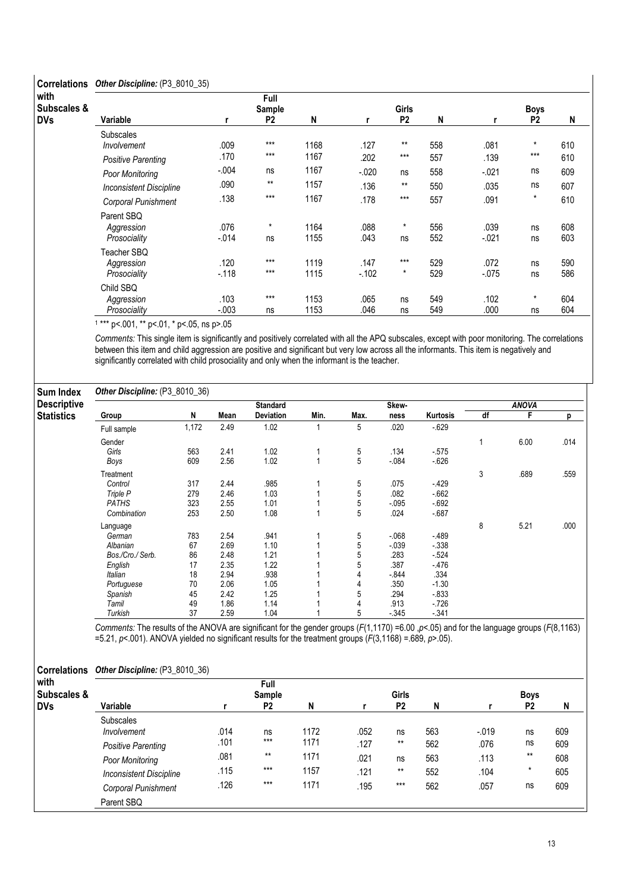**Correlations with Subscales & DVs** — *Other Discipline:* (P3_8010_35)

| Variable | Full Sample r | Full Sample P2 | Full Sample N | Girls r | Girls P2 | Girls N | Boys r | Boys P2 | Boys N |
|---|---|---|---|---|---|---|---|---|---|
| Subscales | | | | | | | | | |
| *Involvement* | .009 | *** | 1168 | .127 | ** | 558 | .081 | * | 610 |
| *Positive Parenting* | .170 | *** | 1167 | .202 | *** | 557 | .139 | *** | 610 |
| *Poor Monitoring* | -.004 | ns | 1167 | -.020 | ns | 558 | -.021 | ns | 609 |
| *Inconsistent Discipline* | .090 | ** | 1157 | .136 | ** | 550 | .035 | ns | 607 |
| *Corporal Punishment* | .138 | *** | 1167 | .178 | *** | 557 | .091 | * | 610 |
| Parent SBQ | | | | | | | | | |
| *Aggression* | .076 | * | 1164 | .088 | * | 556 | .039 | ns | 608 |
| *Prosociality* | -.014 | ns | 1155 | .043 | ns | 552 | -.021 | ns | 603 |
| Teacher SBQ | | | | | | | | | |
| *Aggression* | .120 | *** | 1119 | .147 | *** | 529 | .072 | ns | 590 |
| *Prosociality* | -.118 | *** | 1115 | -.102 | * | 529 | -.075 | ns | 586 |
| Child SBQ | | | | | | | | | |
| *Aggression* | .103 | *** | 1153 | .065 | ns | 549 | .102 | * | 604 |
| *Prosociality* | -.003 | ns | 1153 | .046 | ns | 549 | .000 | ns | 604 |

[1] *** p<.001, ** p<.01, * p<.05, ns p>.05

*Comments:* This single item is significantly and positively correlated with all the APQ subscales, except with poor monitoring. The correlations between this item and child aggression are positive and significant but very low across all the informants. This item is negatively and significantly correlated with child prosociality and only when the informant is the teacher.

**Sum Index Descriptive Statistics** — *Other Discipline:* (P3_8010_36)

| Group | N | Mean | Standard Deviation | Min. | Max. | Skew-ness | Kurtosis | ANOVA df | ANOVA F | ANOVA p |
|---|---|---|---|---|---|---|---|---|---|---|
| Full sample | 1,172 | 2.49 | 1.02 | 1 | 5 | .020 | -.629 | | | |
| Gender | | | | | | | | 1 | 6.00 | .014 |
| *Girls* | 563 | 2.41 | 1.02 | 1 | 5 | .134 | -.575 | | | |
| *Boys* | 609 | 2.56 | 1.02 | 1 | 5 | -.084 | -.626 | | | |
| Treatment | | | | | | | | 3 | .689 | .559 |
| *Control* | 317 | 2.44 | .985 | 1 | 5 | .075 | -.429 | | | |
| *Triple P* | 279 | 2.46 | 1.03 | 1 | 5 | .082 | -.662 | | | |
| *PATHS* | 323 | 2.55 | 1.01 | 1 | 5 | -.095 | -.692 | | | |
| *Combination* | 253 | 2.50 | 1.08 | 1 | 5 | .024 | -.687 | | | |
| Language | | | | | | | | 8 | 5.21 | .000 |
| *German* | 783 | 2.54 | .941 | 1 | 5 | -.068 | -.489 | | | |
| *Albanian* | 67 | 2.69 | 1.10 | 1 | 5 | -.039 | -.338 | | | |
| *Bos./Cro./ Serb.* | 86 | 2.48 | 1.21 | 1 | 5 | .283 | -.524 | | | |
| *English* | 17 | 2.35 | 1.22 | 1 | 5 | .387 | -.476 | | | |
| *Italian* | 18 | 2.94 | .938 | 1 | 4 | -.844 | .334 | | | |
| *Portuguese* | 70 | 2.06 | 1.05 | 1 | 4 | .350 | -1.30 | | | |
| *Spanish* | 45 | 2.42 | 1.25 | 1 | 5 | .294 | -.833 | | | |
| *Tamil* | 49 | 1.86 | 1.14 | 1 | 4 | .913 | -.726 | | | |
| *Turkish* | 37 | 2.59 | 1.04 | 1 | 5 | -.345 | -.341 | | | |

*Comments:* The results of the ANOVA are significant for the gender groups ($F(1,1170)$ =6.00 ,$p$<.05) and for the language groups ($F(8,1163)$ =5.21, $p$<.001). ANOVA yielded no significant results for the treatment groups ($F(3,1168)$ =.689, $p$>.05).

**Correlations with Subscales & DVs** — *Other Discipline:* (P3_8010_36)

| Variable | Full Sample r | Full Sample P2 | Full Sample N | Girls r | Girls P2 | Girls N | Boys r | Boys P2 | Boys N |
|---|---|---|---|---|---|---|---|---|---|
| Subscales | | | | | | | | | |
| *Involvement* | .014 | ns | 1172 | .052 | ns | 563 | -.019 | ns | 609 |
| *Positive Parenting* | .101 | *** | 1171 | .127 | ** | 562 | .076 | ns | 609 |
| *Poor Monitoring* | .081 | ** | 1171 | .021 | ns | 563 | .113 | ** | 608 |
| *Inconsistent Discipline* | .115 | *** | 1157 | .121 | ** | 552 | .104 | * | 605 |
| *Corporal Punishment* | .126 | *** | 1171 | .195 | *** | 562 | .057 | ns | 609 |
| Parent SBQ | | | | | | | | | |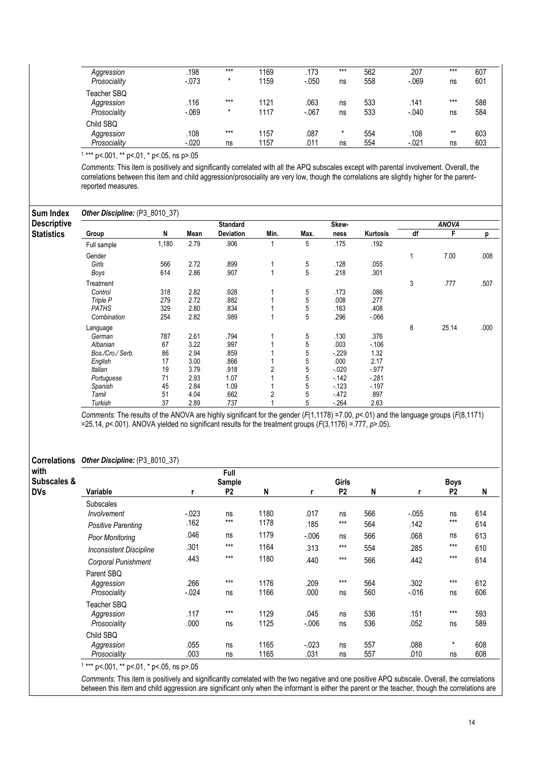| Variable | r | P2 | N | r | P2 | N | r | P2 | N |
|---|---|---|---|---|---|---|---|---|---|
| *Aggression* | .198 | *** | 1169 | .173 | *** | 562 | .207 | *** | 607 |
| *Prosociality* | -.073 | * | 1159 | -.050 | ns | 558 | -.069 | ns | 601 |
| Teacher SBQ | | | | | | | | | |
| *Aggression* | .116 | *** | 1121 | .063 | ns | 533 | .141 | *** | 588 |
| *Prosociality* | -.069 | * | 1117 | -.067 | ns | 533 | -.040 | ns | 584 |
| Child SBQ | | | | | | | | | |
| *Aggression* | .108 | *** | 1157 | .087 | * | 554 | .108 | ** | 603 |
| *Prosociality* | -.020 | ns | 1157 | .011 | ns | 554 | -.021 | ns | 603 |

[1] *** p<.001, ** p<.01, * p<.05, ns p>.05

*Comments:* This item is positively and significantly correlated with all the APQ subscales except with parental involvement. Overall, the correlations between this item and child aggression/prosociality are very low, though the correlations are slightly higher for the parent-reported measures.

**Sum Index Descriptive Statistics**

***Other Discipline:*** (P3_8010_37)

| Group | N | Mean | Standard Deviation | Min. | Max. | Skew-ness | Kurtosis | ANOVA df | ANOVA F | ANOVA p |
|---|---|---|---|---|---|---|---|---|---|---|
| Full sample | 1,180 | 2.79 | .906 | 1 | 5 | .175 | .192 | | | |
| Gender | | | | | | | | 1 | 7.00 | .008 |
| *Girls* | 566 | 2.72 | .899 | 1 | 5 | .128 | .055 | | | |
| *Boys* | 614 | 2.86 | .907 | 1 | 5 | .218 | .301 | | | |
| Treatment | | | | | | | | 3 | .777 | .507 |
| *Control* | 318 | 2.82 | .928 | 1 | 5 | .173 | .086 | | | |
| *Triple P* | 279 | 2.72 | .882 | 1 | 5 | .008 | .277 | | | |
| *PATHS* | 329 | 2.80 | .834 | 1 | 5 | .163 | .408 | | | |
| *Combination* | 254 | 2.82 | .989 | 1 | 5 | .296 | -.066 | | | |
| Language | | | | | | | | 8 | 25.14 | .000 |
| *German* | 787 | 2.61 | .794 | 1 | 5 | .130 | .376 | | | |
| *Albanian* | 67 | 3.22 | .997 | 1 | 5 | .003 | -.106 | | | |
| *Bos./Cro./ Serb.* | 86 | 2.94 | .859 | 1 | 5 | -.229 | 1.32 | | | |
| *English* | 17 | 3.00 | .866 | 1 | 5 | .000 | 2.17 | | | |
| *Italian* | 19 | 3.79 | .918 | 2 | 5 | -.020 | -.977 | | | |
| *Portuguese* | 71 | 2.93 | 1.07 | 1 | 5 | -.142 | -.281 | | | |
| *Spanish* | 45 | 2.84 | 1.09 | 1 | 5 | -.123 | -.197 | | | |
| *Tamil* | 51 | 4.04 | .662 | 2 | 5 | -.472 | .897 | | | |
| *Turkish* | 37 | 2.89 | .737 | 1 | 5 | -.264 | 2.63 | | | |

*Comments:* The results of the ANOVA are highly significant for the gender ($F(1,1178) = 7.00$, $p<.01$) and the language groups ($F(8,1171) = 25.14$, $p<.001$). ANOVA yielded no significant results for the treatment groups ($F(3,1176) = .777$, $p>.05$).

**Correlations with Subscales & DVs**

***Other Discipline:*** (P3_8010_37)

| Variable | Full Sample r | Full Sample P2 | Full Sample N | Girls r | Girls P2 | Girls N | Boys r | Boys P2 | Boys N |
|---|---|---|---|---|---|---|---|---|---|
| Subscales | | | | | | | | | |
| *Involvement* | -.023 | ns | 1180 | .017 | ns | 566 | -.055 | ns | 614 |
| *Positive Parenting* | .162 | *** | 1178 | .185 | *** | 564 | .142 | *** | 614 |
| *Poor Monitoring* | .046 | ns | 1179 | -.006 | ns | 566 | .068 | ns | 613 |
| *Inconsistent Discipline* | .301 | *** | 1164 | .313 | *** | 554 | .285 | *** | 610 |
| *Corporal Punishment* | .443 | *** | 1180 | .440 | *** | 566 | .442 | *** | 614 |
| Parent SBQ | | | | | | | | | |
| *Aggression* | .266 | *** | 1176 | .209 | *** | 564 | .302 | *** | 612 |
| *Prosociality* | -.024 | ns | 1166 | .000 | ns | 560 | -.016 | ns | 606 |
| Teacher SBQ | | | | | | | | | |
| *Aggression* | .117 | *** | 1129 | .045 | ns | 536 | .151 | *** | 593 |
| *Prosociality* | .000 | ns | 1125 | -.006 | ns | 536 | .052 | ns | 589 |
| Child SBQ | | | | | | | | | |
| *Aggression* | .055 | ns | 1165 | -.023 | ns | 557 | .088 | * | 608 |
| *Prosociality* | .003 | ns | 1165 | .031 | ns | 557 | .010 | ns | 608 |

[1] *** p<.001, ** p<.01, * p<.05, ns p>.05

*Comments:* This item is positively and significantly correlated with the two negative and one positive APQ subscale. Overall, the correlations between this item and child aggression are significant only when the informant is either the parent or the teacher, though the correlations are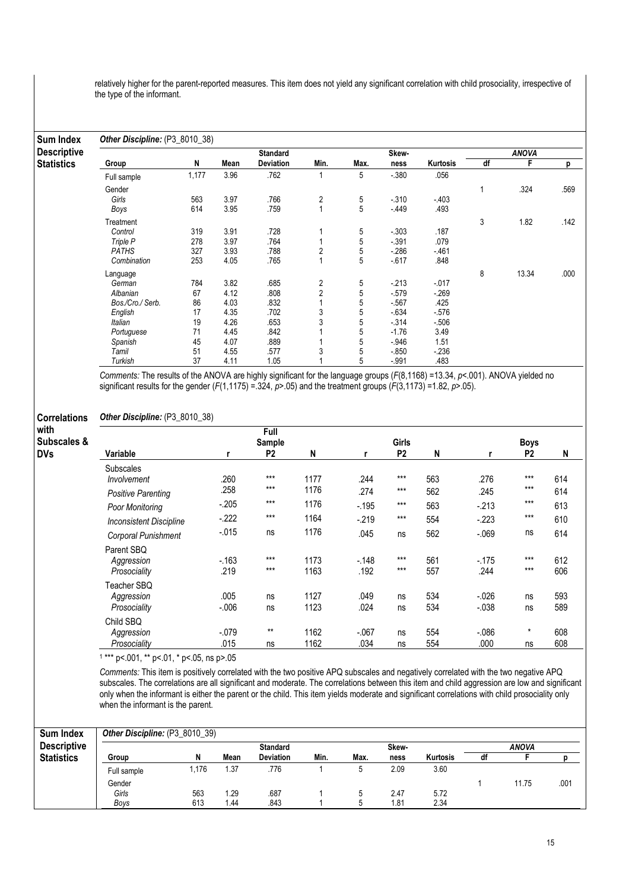relatively higher for the parent-reported measures. This item does not yield any significant correlation with child prosociality, irrespective of the type of the informant.

**Sum Index Descriptive Statistics**

*Other Discipline:* (P3_8010_38)

| Group | N | Mean | Standard Deviation | Min. | Max. | Skew-ness | Kurtosis | ANOVA df | F | p |
|---|---|---|---|---|---|---|---|---|---|---|
| Full sample | 1,177 | 3.96 | .762 | 1 | 5 | -.380 | .056 | | | |
| Gender | | | | | | | | 1 | .324 | .569 |
| *Girls* | 563 | 3.97 | .766 | 2 | 5 | -.310 | -.403 | | | |
| *Boys* | 614 | 3.95 | .759 | 1 | 5 | -.449 | .493 | | | |
| Treatment | | | | | | | | 3 | 1.82 | .142 |
| *Control* | 319 | 3.91 | .728 | 1 | 5 | -.303 | .187 | | | |
| *Triple P* | 278 | 3.97 | .764 | 1 | 5 | -.391 | .079 | | | |
| *PATHS* | 327 | 3.93 | .788 | 2 | 5 | -.286 | -.461 | | | |
| *Combination* | 253 | 4.05 | .765 | 1 | 5 | -.617 | .848 | | | |
| Language | | | | | | | | 8 | 13.34 | .000 |
| *German* | 784 | 3.82 | .685 | 2 | 5 | -.213 | -.017 | | | |
| *Albanian* | 67 | 4.12 | .808 | 2 | 5 | -.579 | -.269 | | | |
| *Bos./Cro./ Serb.* | 86 | 4.03 | .832 | 1 | 5 | -.567 | .425 | | | |
| *English* | 17 | 4.35 | .702 | 3 | 5 | -.634 | -.576 | | | |
| *Italian* | 19 | 4.26 | .653 | 3 | 5 | -.314 | -.506 | | | |
| *Portuguese* | 71 | 4.45 | .842 | 1 | 5 | -1.76 | 3.49 | | | |
| *Spanish* | 45 | 4.07 | .889 | 1 | 5 | -.946 | 1.51 | | | |
| *Tamil* | 51 | 4.55 | .577 | 3 | 5 | -.850 | -.236 | | | |
| *Turkish* | 37 | 4.11 | 1.05 | 1 | 5 | -.991 | .483 | | | |

*Comments:* The results of the ANOVA are highly significant for the language groups ($F(8,1168) = 13.34$, $p<.001$). ANOVA yielded no significant results for the gender ($F(1,1175) = .324$, $p>.05$) and the treatment groups ($F(3,1173) = 1.82$, $p>.05$).

**Correlations with Subscales & DVs**

*Other Discipline:* (P3_8010_38)

| Variable | Full Sample r | P2 | N | Girls r | P2 | N | Boys r | P2 | N |
|---|---|---|---|---|---|---|---|---|---|
| Subscales | | | | | | | | | |
| *Involvement* | .260 | *** | 1177 | .244 | *** | 563 | .276 | *** | 614 |
| *Positive Parenting* | .258 | *** | 1176 | .274 | *** | 562 | .245 | *** | 614 |
| *Poor Monitoring* | -.205 | *** | 1176 | -.195 | *** | 563 | -.213 | *** | 613 |
| *Inconsistent Discipline* | -.222 | *** | 1164 | -.219 | *** | 554 | -.223 | *** | 610 |
| *Corporal Punishment* | -.015 | ns | 1176 | .045 | ns | 562 | -.069 | ns | 614 |
| Parent SBQ | | | | | | | | | |
| *Aggression* | -.163 | *** | 1173 | -.148 | *** | 561 | -.175 | *** | 612 |
| *Prosociality* | .219 | *** | 1163 | .192 | *** | 557 | .244 | *** | 606 |
| Teacher SBQ | | | | | | | | | |
| *Aggression* | .005 | ns | 1127 | .049 | ns | 534 | -.026 | ns | 593 |
| *Prosociality* | -.006 | ns | 1123 | .024 | ns | 534 | -.038 | ns | 589 |
| Child SBQ | | | | | | | | | |
| *Aggression* | -.079 | ** | 1162 | -.067 | ns | 554 | -.086 | * | 608 |
| *Prosociality* | .015 | ns | 1162 | .034 | ns | 554 | .000 | ns | 608 |

[1] *** p<.001, ** p<.01, * p<.05, ns p>.05

*Comments:* This item is positively correlated with the two positive APQ subscales and negatively correlated with the two negative APQ subscales. The correlations are all significant and moderate. The correlations between this item and child aggression are low and significant only when the informant is either the parent or the child. This item yields moderate and significant correlations with child prosociality only when the informant is the parent.

**Sum Index Descriptive Statistics**

*Other Discipline:* (P3_8010_39)

| Group | N | Mean | Standard Deviation | Min. | Max. | Skew-ness | Kurtosis | ANOVA df | F | p |
|---|---|---|---|---|---|---|---|---|---|---|
| Full sample | 1,176 | 1.37 | .776 | 1 | 5 | 2.09 | 3.60 | | | |
| Gender | | | | | | | | 1 | 11.75 | .001 |
| *Girls* | 563 | 1.29 | .687 | 1 | 5 | 2.47 | 5.72 | | | |
| *Boys* | 613 | 1.44 | .843 | 1 | 5 | 1.81 | 2.34 | | | |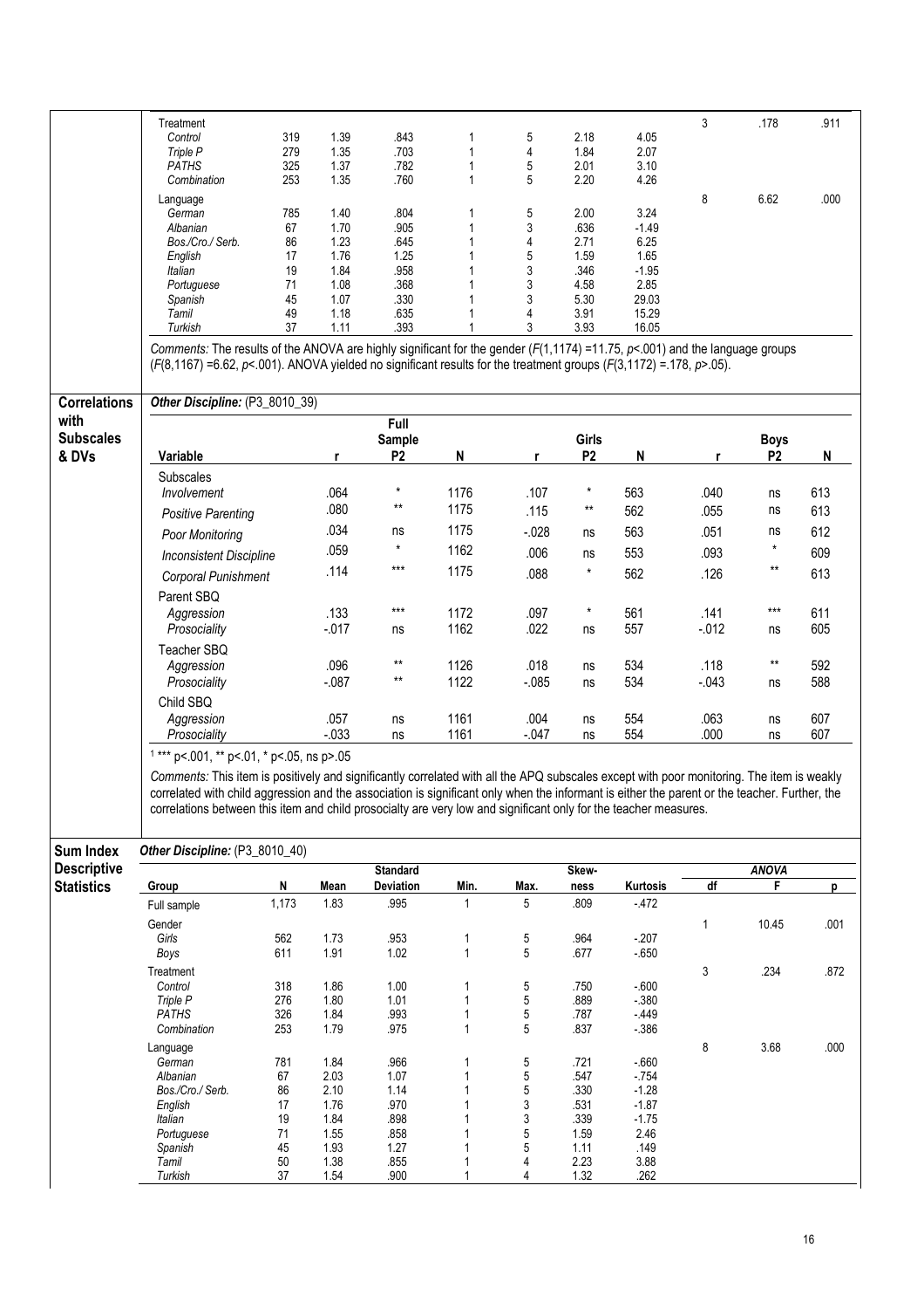| Group | N | Mean | Standard Deviation | Min. | Max. | Skewness | Kurtosis | df | F | p |
|---|---|---|---|---|---|---|---|---|---|---|
| Treatment | | | | | | | | 3 | .178 | .911 |
| *Control* | 319 | 1.39 | .843 | 1 | 5 | 2.18 | 4.05 | | | |
| *Triple P* | 279 | 1.35 | .703 | 1 | 4 | 1.84 | 2.07 | | | |
| *PATHS* | 325 | 1.37 | .782 | 1 | 5 | 2.01 | 3.10 | | | |
| *Combination* | 253 | 1.35 | .760 | 1 | 5 | 2.20 | 4.26 | | | |
| Language | | | | | | | | 8 | 6.62 | .000 |
| *German* | 785 | 1.40 | .804 | 1 | 5 | 2.00 | 3.24 | | | |
| *Albanian* | 67 | 1.70 | .905 | 1 | 3 | .636 | -1.49 | | | |
| *Bos./Cro./ Serb.* | 86 | 1.23 | .645 | 1 | 4 | 2.71 | 6.25 | | | |
| *English* | 17 | 1.76 | 1.25 | 1 | 5 | 1.59 | 1.65 | | | |
| *Italian* | 19 | 1.84 | .958 | 1 | 3 | .346 | -1.95 | | | |
| *Portuguese* | 71 | 1.08 | .368 | 1 | 3 | 4.58 | 2.85 | | | |
| *Spanish* | 45 | 1.07 | .330 | 1 | 3 | 5.30 | 29.03 | | | |
| *Tamil* | 49 | 1.18 | .635 | 1 | 4 | 3.91 | 15.29 | | | |
| *Turkish* | 37 | 1.11 | .393 | 1 | 3 | 3.93 | 16.05 | | | |

*Comments:* The results of the ANOVA are highly significant for the gender ($F(1,1174)$ =11.75, $p$<.001) and the language groups ($F(8,1167)$ =6.62, $p$<.001). ANOVA yielded no significant results for the treatment groups ($F(3,1172)$ =.178, $p$>.05).

## Correlations with Subscales & DVs

***Other Discipline:*** **(P3_8010_39)**

| Variable | Full Sample r | Full Sample P2 | Full Sample N | Girls r | Girls P2 | Girls N | Boys r | Boys P2 | Boys N |
|---|---|---|---|---|---|---|---|---|---|
| Subscales | | | | | | | | | |
| *Involvement* | .064 | * | 1176 | .107 | * | 563 | .040 | ns | 613 |
| *Positive Parenting* | .080 | ** | 1175 | .115 | ** | 562 | .055 | ns | 613 |
| *Poor Monitoring* | .034 | ns | 1175 | -.028 | ns | 563 | .051 | ns | 612 |
| *Inconsistent Discipline* | .059 | * | 1162 | .006 | ns | 553 | .093 | * | 609 |
| *Corporal Punishment* | .114 | *** | 1175 | .088 | * | 562 | .126 | ** | 613 |
| Parent SBQ | | | | | | | | | |
| *Aggression* | .133 | *** | 1172 | .097 | * | 561 | .141 | *** | 611 |
| *Prosociality* | -.017 | ns | 1162 | .022 | ns | 557 | -.012 | ns | 605 |
| Teacher SBQ | | | | | | | | | |
| *Aggression* | .096 | ** | 1126 | .018 | ns | 534 | .118 | ** | 592 |
| *Prosociality* | -.087 | ** | 1122 | -.085 | ns | 534 | -.043 | ns | 588 |
| Child SBQ | | | | | | | | | |
| *Aggression* | .057 | ns | 1161 | .004 | ns | 554 | .063 | ns | 607 |
| *Prosociality* | -.033 | ns | 1161 | -.047 | ns | 554 | .000 | ns | 607 |

[1] *** p<.001, ** p<.01, * p<.05, ns p>.05

*Comments:* This item is positively and significantly correlated with all the APQ subscales except with poor monitoring. The item is weakly correlated with child aggression and the association is significant only when the informant is either the parent or the teacher. Further, the correlations between this item and child prosocialty are very low and significant only for the teacher measures.

## Sum Index Descriptive Statistics

***Other Discipline:*** **(P3_8010_40)**

| Group | N | Mean | Standard Deviation | Min. | Max. | Skewness | Kurtosis | ANOVA df | ANOVA F | ANOVA p |
|---|---|---|---|---|---|---|---|---|---|---|
| Full sample | 1,173 | 1.83 | .995 | 1 | 5 | .809 | -.472 | | | |
| Gender | | | | | | | | 1 | 10.45 | .001 |
| *Girls* | 562 | 1.73 | .953 | 1 | 5 | .964 | -.207 | | | |
| *Boys* | 611 | 1.91 | 1.02 | 1 | 5 | .677 | -.650 | | | |
| Treatment | | | | | | | | 3 | .234 | .872 |
| *Control* | 318 | 1.86 | 1.00 | 1 | 5 | .750 | -.600 | | | |
| *Triple P* | 276 | 1.80 | 1.01 | 1 | 5 | .889 | -.380 | | | |
| *PATHS* | 326 | 1.84 | .993 | 1 | 5 | .787 | -.449 | | | |
| *Combination* | 253 | 1.79 | .975 | 1 | 5 | .837 | -.386 | | | |
| Language | | | | | | | | 8 | 3.68 | .000 |
| *German* | 781 | 1.84 | .966 | 1 | 5 | .721 | -.660 | | | |
| *Albanian* | 67 | 2.03 | 1.07 | 1 | 5 | .547 | -.754 | | | |
| *Bos./Cro./ Serb.* | 86 | 2.10 | 1.14 | 1 | 5 | .330 | -1.28 | | | |
| *English* | 17 | 1.76 | .970 | 1 | 3 | .531 | -1.87 | | | |
| *Italian* | 19 | 1.84 | .898 | 1 | 3 | .339 | -1.75 | | | |
| *Portuguese* | 71 | 1.55 | .858 | 1 | 5 | 1.59 | 2.46 | | | |
| *Spanish* | 45 | 1.93 | 1.27 | 1 | 5 | 1.11 | .149 | | | |
| *Tamil* | 50 | 1.38 | .855 | 1 | 4 | 2.23 | 3.88 | | | |
| *Turkish* | 37 | 1.54 | .900 | 1 | 4 | 1.32 | .262 | | | |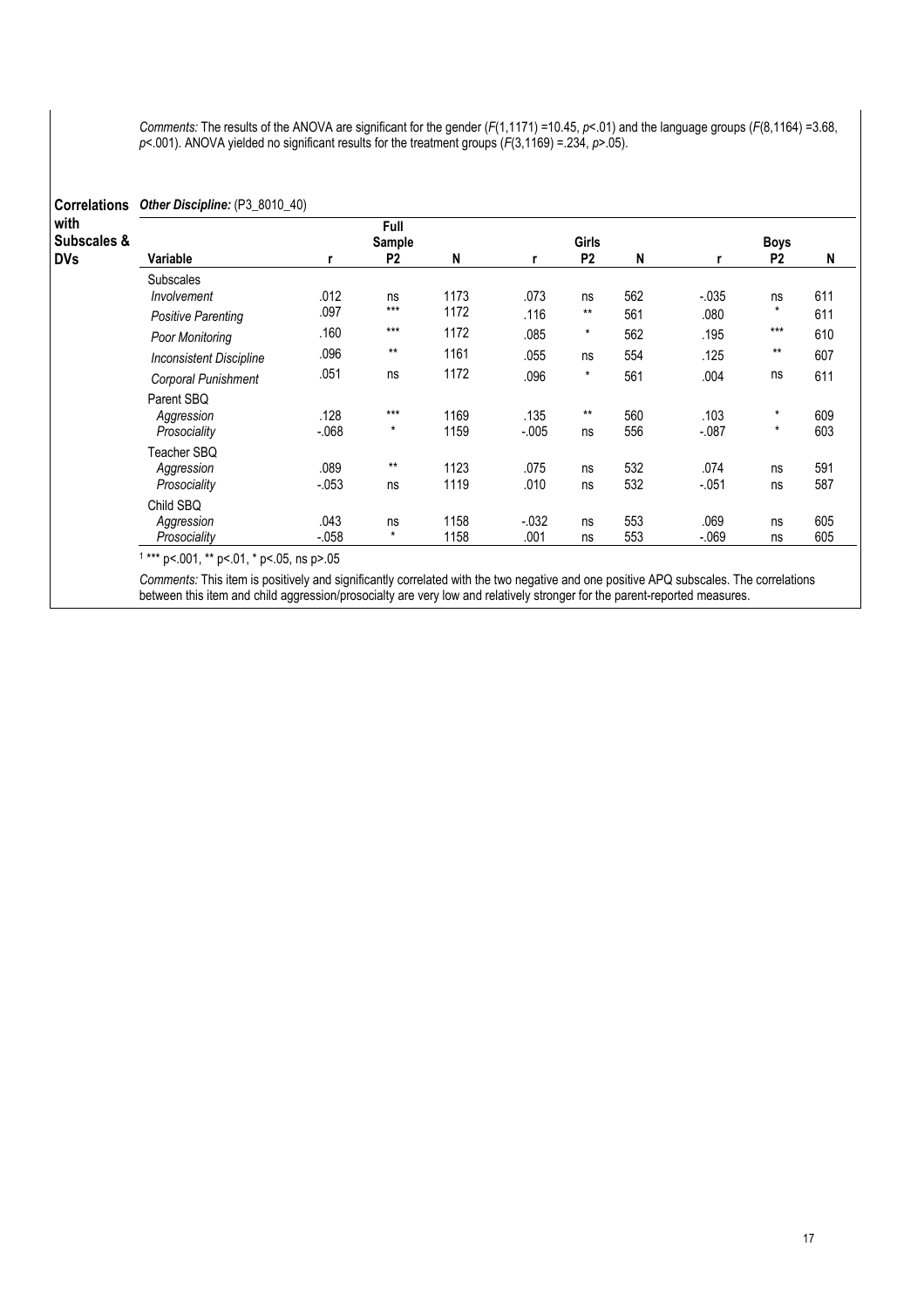*Comments:* The results of the ANOVA are significant for the gender ($F(1,1171) = 10.45$, $p < .01$) and the language groups ($F(8,1164) = 3.68$, $p < .001$). ANOVA yielded no significant results for the treatment groups ($F(3,1169) = .234$, $p > .05$).

**Correlations with Subscales & DVs**

***Other Discipline:*** (P3_8010_40)

| Variable | Full Sample r | Full Sample P2 | Full Sample N | Girls r | Girls P2 | Girls N | Boys r | Boys P2 | Boys N |
|---|---|---|---|---|---|---|---|---|---|
| Subscales | | | | | | | | | |
| *Involvement* | .012 | ns | 1173 | .073 | ns | 562 | -.035 | ns | 611 |
| *Positive Parenting* | .097 | *** | 1172 | .116 | ** | 561 | .080 | * | 611 |
| *Poor Monitoring* | .160 | *** | 1172 | .085 | * | 562 | .195 | *** | 610 |
| *Inconsistent Discipline* | .096 | ** | 1161 | .055 | ns | 554 | .125 | ** | 607 |
| *Corporal Punishment* | .051 | ns | 1172 | .096 | * | 561 | .004 | ns | 611 |
| Parent SBQ | | | | | | | | | |
| *Aggression* | .128 | *** | 1169 | .135 | ** | 560 | .103 | * | 609 |
| *Prosociality* | -.068 | * | 1159 | -.005 | ns | 556 | -.087 | * | 603 |
| Teacher SBQ | | | | | | | | | |
| *Aggression* | .089 | ** | 1123 | .075 | ns | 532 | .074 | ns | 591 |
| *Prosociality* | -.053 | ns | 1119 | .010 | ns | 532 | -.051 | ns | 587 |
| Child SBQ | | | | | | | | | |
| *Aggression* | .043 | ns | 1158 | -.032 | ns | 553 | .069 | ns | 605 |
| *Prosociality* | -.058 | * | 1158 | .001 | ns | 553 | -.069 | ns | 605 |

[1] *** p<.001, ** p<.01, * p<.05, ns p>.05

*Comments:* This item is positively and significantly correlated with the two negative and one positive APQ subscales. The correlations between this item and child aggression/prosocialty are very low and relatively stronger for the parent-reported measures.